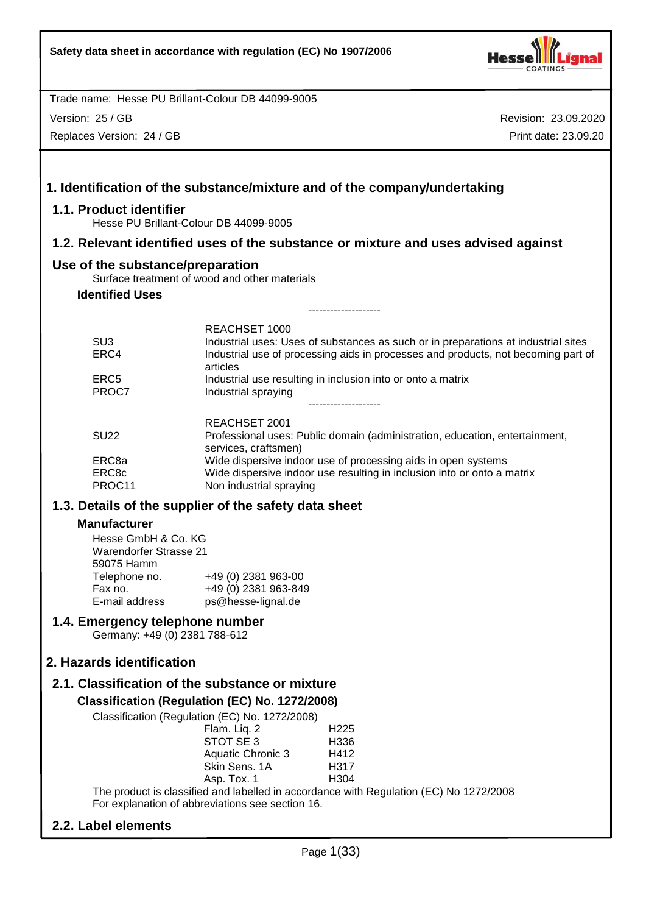**Safety data sheet in accordance with regulation (EC) No 1907/2006**

Trade name: Hesse PU Brillant-Colour DB 44099-9005

Version: 25 / GB

Replaces Version: 24 / GB

Revision: 23.09.2020

Print date: 23.09.20

# 1. Identification of the substance/mixture and of the company/undertaking

## 1.1. Product identifier

Hesse PU Brillant-Colour DB 44099-9005

## 1.2. Relevant identified uses of the substance or mixture and uses advised against

## Use of the substance/preparation

Surface treatment of wood and other materials

### Identified Uses

--------------------

| | |
|---|---|
| | REACHSET 1000 |
| SU3 | Industrial uses: Uses of substances as such or in preparations at industrial sites |
| ERC4 | Industrial use of processing aids in processes and products, not becoming part of articles |
| ERC5 | Industrial use resulting in inclusion into or onto a matrix |
| PROC7 | Industrial spraying |

--------------------

| | |
|---|---|
| | REACHSET 2001 |
| SU22 | Professional uses: Public domain (administration, education, entertainment, services, craftsmen) |
| ERC8a | Wide dispersive indoor use of processing aids in open systems |
| ERC8c | Wide dispersive indoor use resulting in inclusion into or onto a matrix |
| PROC11 | Non industrial spraying |

## 1.3. Details of the supplier of the safety data sheet

### Manufacturer

Hesse GmbH & Co. KG
Warendorfer Strasse 21
59075 Hamm

| | |
|---|---|
| Telephone no. | +49 (0) 2381 963-00 |
| Fax no. | +49 (0) 2381 963-849 |
| E-mail address | ps@hesse-lignal.de |

## 1.4. Emergency telephone number

Germany: +49 (0) 2381 788-612

# 2. Hazards identification

## 2.1. Classification of the substance or mixture

### Classification (Regulation (EC) No. 1272/2008)

Classification (Regulation (EC) No. 1272/2008)

| | |
|---|---|
| Flam. Liq. 2 | H225 |
| STOT SE 3 | H336 |
| Aquatic Chronic 3 | H412 |
| Skin Sens. 1A | H317 |
| Asp. Tox. 1 | H304 |

The product is classified and labelled in accordance with Regulation (EC) No 1272/2008
For explanation of abbreviations see section 16.

## 2.2. Label elements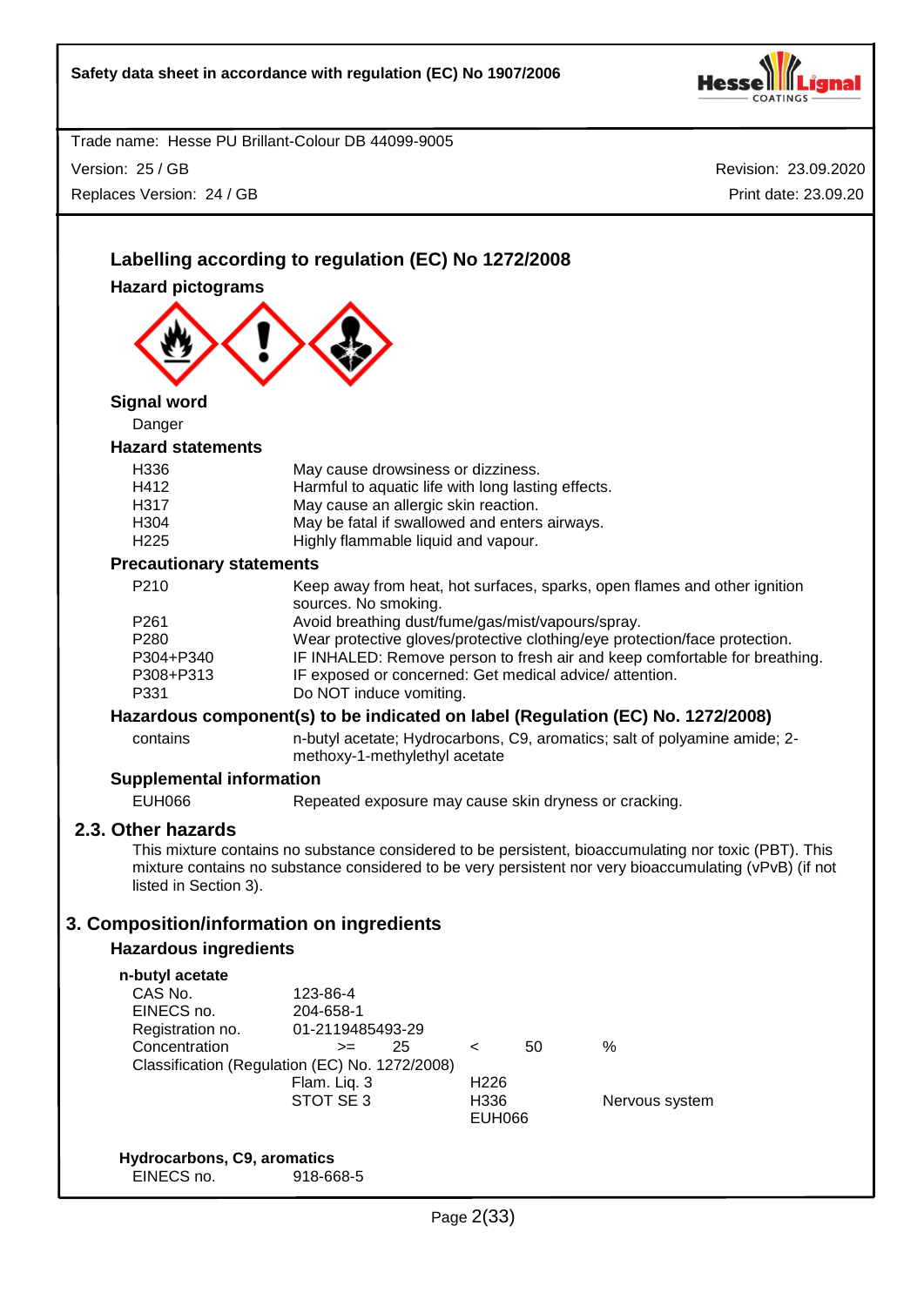### Labelling according to regulation (EC) No 1272/2008

**Hazard pictograms**

**Signal word**

Danger

**Hazard statements**

| | |
|---|---|
| H336 | May cause drowsiness or dizziness. |
| H412 | Harmful to aquatic life with long lasting effects. |
| H317 | May cause an allergic skin reaction. |
| H304 | May be fatal if swallowed and enters airways. |
| H225 | Highly flammable liquid and vapour. |

**Precautionary statements**

| | |
|---|---|
| P210 | Keep away from heat, hot surfaces, sparks, open flames and other ignition sources. No smoking. |
| P261 | Avoid breathing dust/fume/gas/mist/vapours/spray. |
| P280 | Wear protective gloves/protective clothing/eye protection/face protection. |
| P304+P340 | IF INHALED: Remove person to fresh air and keep comfortable for breathing. |
| P308+P313 | IF exposed or concerned: Get medical advice/ attention. |
| P331 | Do NOT induce vomiting. |

**Hazardous component(s) to be indicated on label (Regulation (EC) No. 1272/2008)**

contains: n-butyl acetate; Hydrocarbons, C9, aromatics; salt of polyamine amide; 2-methoxy-1-methylethyl acetate

**Supplemental information**

EUH066 Repeated exposure may cause skin dryness or cracking.

## 2.3. Other hazards

This mixture contains no substance considered to be persistent, bioaccumulating nor toxic (PBT). This mixture contains no substance considered to be very persistent nor very bioaccumulating (vPvB) (if not listed in Section 3).

## 3. Composition/information on ingredients

### Hazardous ingredients

**n-butyl acetate**

| | | | |
|---|---|---|---|
| CAS No. | 123-86-4 | | |
| EINECS no. | 204-658-1 | | |
| Registration no. | 01-2119485493-29 | | |
| Concentration | >= 25 | < 50 | % |

Classification (Regulation (EC) No. 1272/2008)

| | | |
|---|---|---|
| Flam. Liq. 3 | H226 | |
| STOT SE 3 | H336 | Nervous system |
| | EUH066 | |

**Hydrocarbons, C9, aromatics**

| | |
|---|---|
| EINECS no. | 918-668-5 |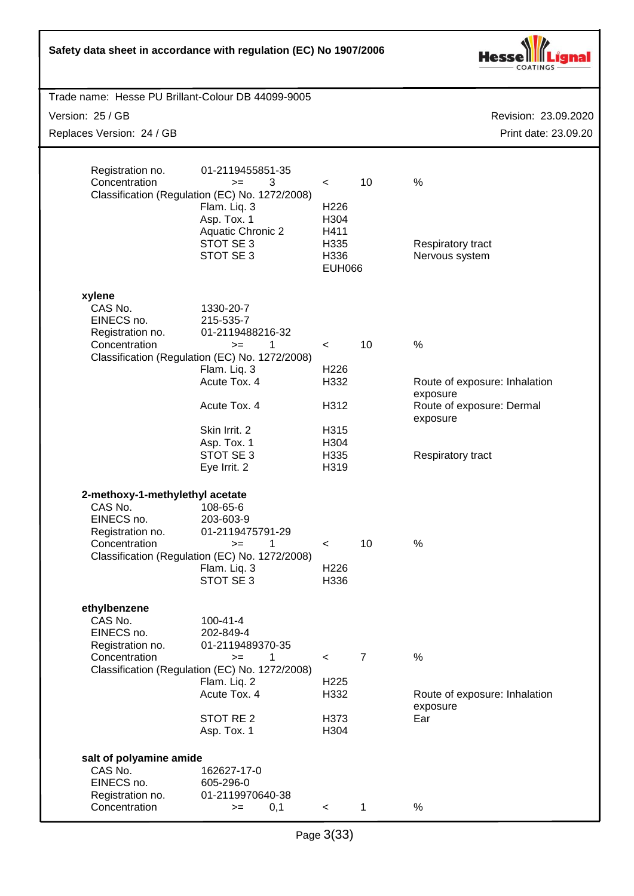Trade name: Hesse PU Brillant-Colour DB 44099-9005

Version: 25 / GB | Revision: 23.09.2020
Replaces Version: 24 / GB | Print date: 23.09.20

| | | | |
|---|---|---|---|
| Registration no. | 01-2119455851-35 | | |
| Concentration | >= 3 | < 10 | % |
| Classification (Regulation (EC) No. 1272/2008) | | | |
| | Flam. Liq. 3 | H226 | |
| | Asp. Tox. 1 | H304 | |
| | Aquatic Chronic 2 | H411 | |
| | STOT SE 3 | H335 | Respiratory tract |
| | STOT SE 3 | H336 | Nervous system |
| | | EUH066 | |

**xylene**

| | | | |
|---|---|---|---|
| CAS No. | 1330-20-7 | | |
| EINECS no. | 215-535-7 | | |
| Registration no. | 01-2119488216-32 | | |
| Concentration | >= 1 | < 10 | % |
| Classification (Regulation (EC) No. 1272/2008) | | | |
| | Flam. Liq. 3 | H226 | |
| | Acute Tox. 4 | H332 | Route of exposure: Inhalation exposure |
| | Acute Tox. 4 | H312 | Route of exposure: Dermal exposure |
| | Skin Irrit. 2 | H315 | |
| | Asp. Tox. 1 | H304 | |
| | STOT SE 3 | H335 | Respiratory tract |
| | Eye Irrit. 2 | H319 | |

**2-methoxy-1-methylethyl acetate**

| | | | |
|---|---|---|---|
| CAS No. | 108-65-6 | | |
| EINECS no. | 203-603-9 | | |
| Registration no. | 01-2119475791-29 | | |
| Concentration | >= 1 | < 10 | % |
| Classification (Regulation (EC) No. 1272/2008) | | | |
| | Flam. Liq. 3 | H226 | |
| | STOT SE 3 | H336 | |

**ethylbenzene**

| | | | |
|---|---|---|---|
| CAS No. | 100-41-4 | | |
| EINECS no. | 202-849-4 | | |
| Registration no. | 01-2119489370-35 | | |
| Concentration | >= 1 | < 7 | % |
| Classification (Regulation (EC) No. 1272/2008) | | | |
| | Flam. Liq. 2 | H225 | |
| | Acute Tox. 4 | H332 | Route of exposure: Inhalation exposure |
| | STOT RE 2 | H373 | Ear |
| | Asp. Tox. 1 | H304 | |

**salt of polyamine amide**

| | | | |
|---|---|---|---|
| CAS No. | 162627-17-0 | | |
| EINECS no. | 605-296-0 | | |
| Registration no. | 01-2119970640-38 | | |
| Concentration | >= 0,1 | < 1 | % |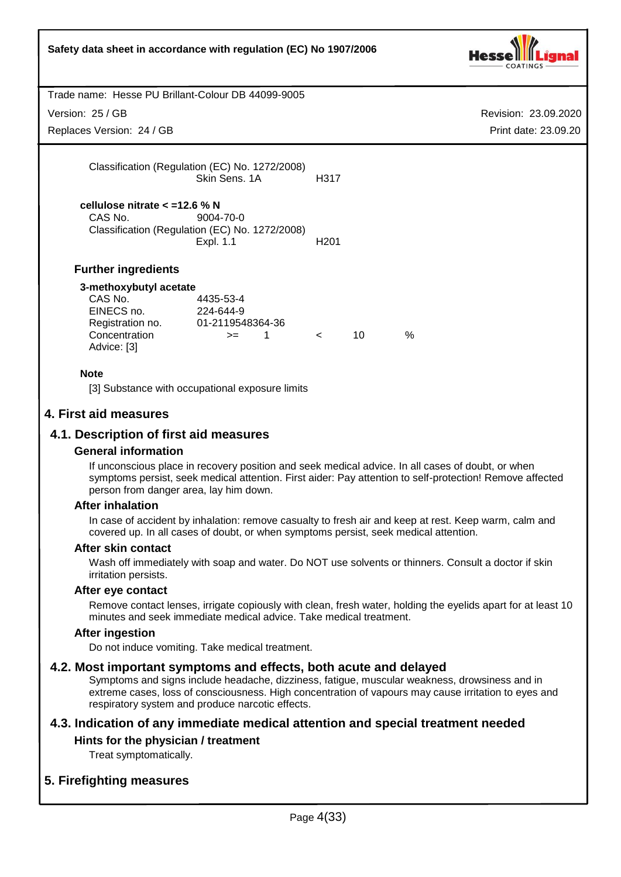Classification (Regulation (EC) No. 1272/2008)

| | |
|---|---|
| Skin Sens. 1A | H317 |

**cellulose nitrate < =12.6 % N**

CAS No. 9004-70-0

Classification (Regulation (EC) No. 1272/2008)

| | |
|---|---|
| Expl. 1.1 | H201 |

### Further ingredients

**3-methoxybutyl acetate**

| | |
|---|---|
| CAS No. | 4435-53-4 |
| EINECS no. | 224-644-9 |
| Registration no. | 01-2119548364-36 |
| Concentration | >= 1 < 10 % |
| Advice: [3] | |

**Note**

[3] Substance with occupational exposure limits

## 4. First aid measures

### 4.1. Description of first aid measures

#### General information

If unconscious place in recovery position and seek medical advice. In all cases of doubt, or when symptoms persist, seek medical attention. First aider: Pay attention to self-protection! Remove affected person from danger area, lay him down.

#### After inhalation

In case of accident by inhalation: remove casualty to fresh air and keep at rest. Keep warm, calm and covered up. In all cases of doubt, or when symptoms persist, seek medical attention.

#### After skin contact

Wash off immediately with soap and water. Do NOT use solvents or thinners. Consult a doctor if skin irritation persists.

#### After eye contact

Remove contact lenses, irrigate copiously with clean, fresh water, holding the eyelids apart for at least 10 minutes and seek immediate medical advice. Take medical treatment.

#### After ingestion

Do not induce vomiting. Take medical treatment.

### 4.2. Most important symptoms and effects, both acute and delayed

Symptoms and signs include headache, dizziness, fatigue, muscular weakness, drowsiness and in extreme cases, loss of consciousness. High concentration of vapours may cause irritation to eyes and respiratory system and produce narcotic effects.

### 4.3. Indication of any immediate medical attention and special treatment needed

#### Hints for the physician / treatment

Treat symptomatically.

## 5. Firefighting measures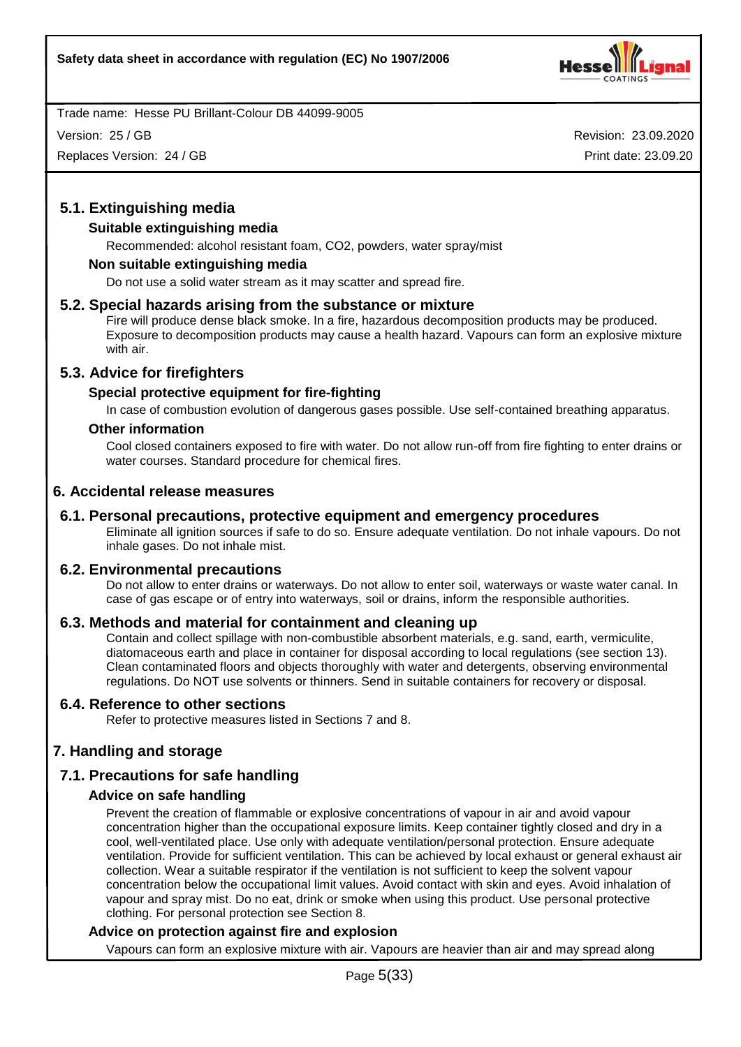## 5.1. Extinguishing media

### Suitable extinguishing media

Recommended: alcohol resistant foam, $CO_2$, powders, water spray/mist

### Non suitable extinguishing media

Do not use a solid water stream as it may scatter and spread fire.

## 5.2. Special hazards arising from the substance or mixture

Fire will produce dense black smoke. In a fire, hazardous decomposition products may be produced. Exposure to decomposition products may cause a health hazard. Vapours can form an explosive mixture with air.

## 5.3. Advice for firefighters

### Special protective equipment for fire-fighting

In case of combustion evolution of dangerous gases possible. Use self-contained breathing apparatus.

### Other information

Cool closed containers exposed to fire with water. Do not allow run-off from fire fighting to enter drains or water courses. Standard procedure for chemical fires.

# 6. Accidental release measures

## 6.1. Personal precautions, protective equipment and emergency procedures

Eliminate all ignition sources if safe to do so. Ensure adequate ventilation. Do not inhale vapours. Do not inhale gases. Do not inhale mist.

## 6.2. Environmental precautions

Do not allow to enter drains or waterways. Do not allow to enter soil, waterways or waste water canal. In case of gas escape or of entry into waterways, soil or drains, inform the responsible authorities.

## 6.3. Methods and material for containment and cleaning up

Contain and collect spillage with non-combustible absorbent materials, e.g. sand, earth, vermiculite, diatomaceous earth and place in container for disposal according to local regulations (see section 13). Clean contaminated floors and objects thoroughly with water and detergents, observing environmental regulations. Do NOT use solvents or thinners. Send in suitable containers for recovery or disposal.

## 6.4. Reference to other sections

Refer to protective measures listed in Sections 7 and 8.

# 7. Handling and storage

## 7.1. Precautions for safe handling

### Advice on safe handling

Prevent the creation of flammable or explosive concentrations of vapour in air and avoid vapour concentration higher than the occupational exposure limits. Keep container tightly closed and dry in a cool, well-ventilated place. Use only with adequate ventilation/personal protection. Ensure adequate ventilation. Provide for sufficient ventilation. This can be achieved by local exhaust or general exhaust air collection. Wear a suitable respirator if the ventilation is not sufficient to keep the solvent vapour concentration below the occupational limit values. Avoid contact with skin and eyes. Avoid inhalation of vapour and spray mist. Do no eat, drink or smoke when using this product. Use personal protective clothing. For personal protection see Section 8.

### Advice on protection against fire and explosion

Vapours can form an explosive mixture with air. Vapours are heavier than air and may spread along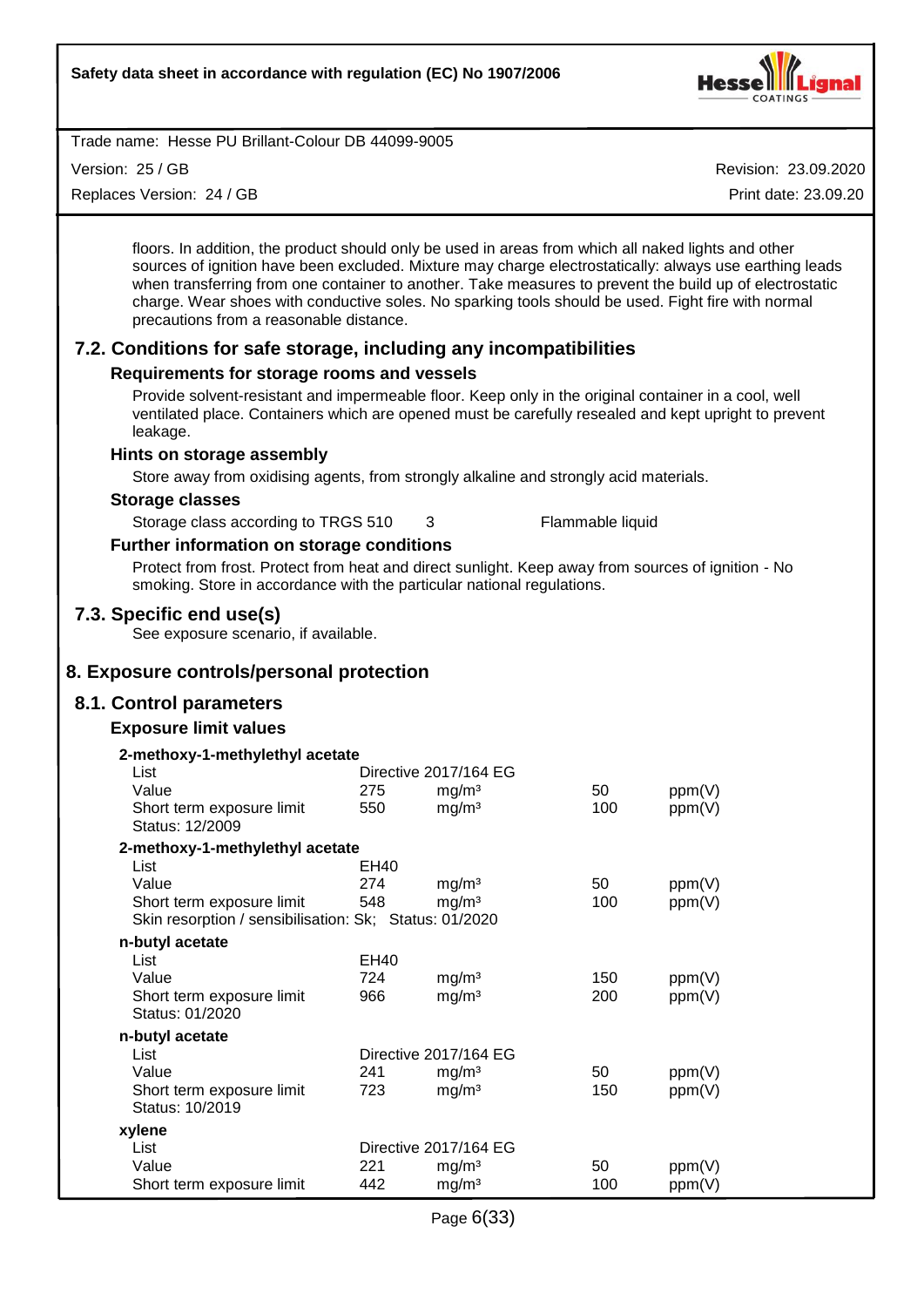floors. In addition, the product should only be used in areas from which all naked lights and other sources of ignition have been excluded. Mixture may charge electrostatically: always use earthing leads when transferring from one container to another. Take measures to prevent the build up of electrostatic charge. Wear shoes with conductive soles. No sparking tools should be used. Fight fire with normal precautions from a reasonable distance.

## 7.2. Conditions for safe storage, including any incompatibilities

### Requirements for storage rooms and vessels

Provide solvent-resistant and impermeable floor. Keep only in the original container in a cool, well ventilated place. Containers which are opened must be carefully resealed and kept upright to prevent leakage.

### Hints on storage assembly

Store away from oxidising agents, from strongly alkaline and strongly acid materials.

### Storage classes

| Storage class according to TRGS 510 | 3 | Flammable liquid |
|---|---|---|

### Further information on storage conditions

Protect from frost. Protect from heat and direct sunlight. Keep away from sources of ignition - No smoking. Store in accordance with the particular national regulations.

## 7.3. Specific end use(s)

See exposure scenario, if available.

# 8. Exposure controls/personal protection

## 8.1. Control parameters

### Exposure limit values

**2-methoxy-1-methylethyl acetate**

| List | Directive 2017/164 EG | | | |
|---|---|---|---|---|
| Value | 275 | mg/m³ | 50 | ppm(V) |
| Short term exposure limit | 550 | mg/m³ | 100 | ppm(V) |
| Status: 12/2009 | | | | |

**2-methoxy-1-methylethyl acetate**

| List | EH40 | | | |
|---|---|---|---|---|
| Value | 274 | mg/m³ | 50 | ppm(V) |
| Short term exposure limit | 548 | mg/m³ | 100 | ppm(V) |
| Skin resorption / sensibilisation: Sk; Status: 01/2020 | | | | |

**n-butyl acetate**

| List | EH40 | | | |
|---|---|---|---|---|
| Value | 724 | mg/m³ | 150 | ppm(V) |
| Short term exposure limit | 966 | mg/m³ | 200 | ppm(V) |
| Status: 01/2020 | | | | |

**n-butyl acetate**

| List | Directive 2017/164 EG | | | |
|---|---|---|---|---|
| Value | 241 | mg/m³ | 50 | ppm(V) |
| Short term exposure limit | 723 | mg/m³ | 150 | ppm(V) |
| Status: 10/2019 | | | | |

**xylene**

| List | Directive 2017/164 EG | | | |
|---|---|---|---|---|
| Value | 221 | mg/m³ | 50 | ppm(V) |
| Short term exposure limit | 442 | mg/m³ | 100 | ppm(V) |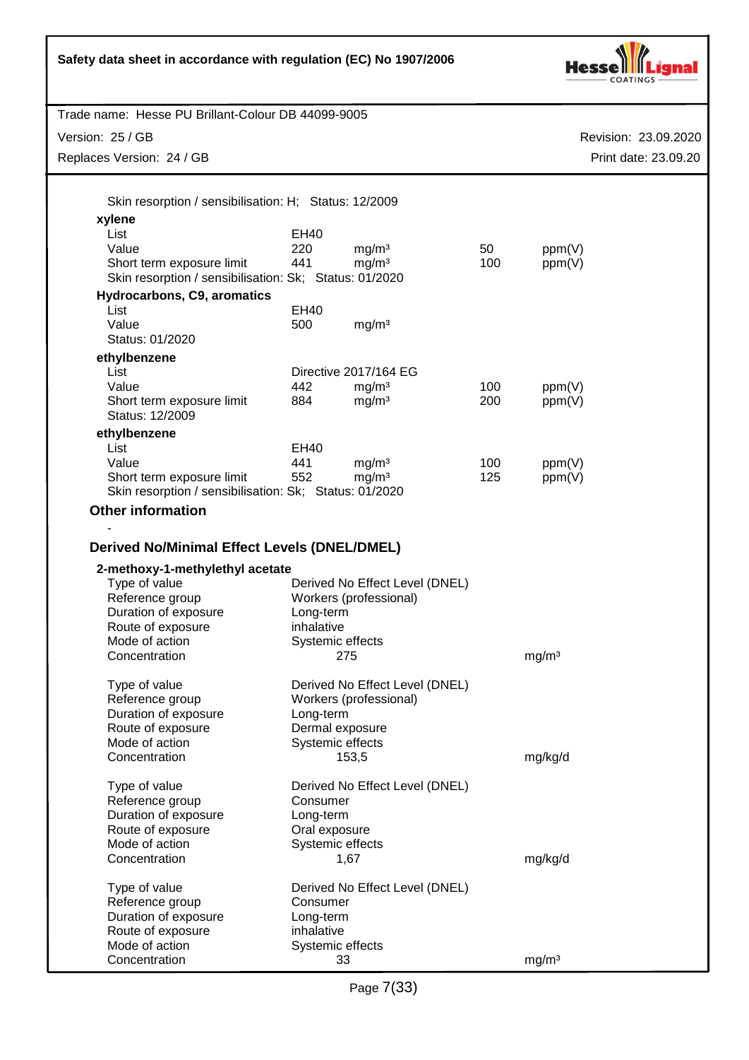Skin resorption / sensibilisation: H; Status: 12/2009

**xylene**

| | | | | |
|---|---|---|---|---|
| List | EH40 | | | |
| Value | 220 | mg/m³ | 50 | ppm(V) |
| Short term exposure limit | 441 | mg/m³ | 100 | ppm(V) |

Skin resorption / sensibilisation: Sk; Status: 01/2020

**Hydrocarbons, C9, aromatics**

| | | |
|---|---|---|
| List | EH40 | |
| Value | 500 | mg/m³ |

Status: 01/2020

**ethylbenzene**

| | | | | |
|---|---|---|---|---|
| List | Directive 2017/164 EG | | | |
| Value | 442 | mg/m³ | 100 | ppm(V) |
| Short term exposure limit | 884 | mg/m³ | 200 | ppm(V) |

Status: 12/2009

**ethylbenzene**

| | | | | |
|---|---|---|---|---|
| List | EH40 | | | |
| Value | 441 | mg/m³ | 100 | ppm(V) |
| Short term exposure limit | 552 | mg/m³ | 125 | ppm(V) |

Skin resorption / sensibilisation: Sk; Status: 01/2020

### Other information

-

### Derived No/Minimal Effect Levels (DNEL/DMEL)

**2-methoxy-1-methylethyl acetate**

| | | |
|---|---|---|
| Type of value | Derived No Effect Level (DNEL) | |
| Reference group | Workers (professional) | |
| Duration of exposure | Long-term | |
| Route of exposure | inhalative | |
| Mode of action | Systemic effects | |
| Concentration | 275 | mg/m³ |

| | | |
|---|---|---|
| Type of value | Derived No Effect Level (DNEL) | |
| Reference group | Workers (professional) | |
| Duration of exposure | Long-term | |
| Route of exposure | Dermal exposure | |
| Mode of action | Systemic effects | |
| Concentration | 153,5 | mg/kg/d |

| | | |
|---|---|---|
| Type of value | Derived No Effect Level (DNEL) | |
| Reference group | Consumer | |
| Duration of exposure | Long-term | |
| Route of exposure | Oral exposure | |
| Mode of action | Systemic effects | |
| Concentration | 1,67 | mg/kg/d |

| | | |
|---|---|---|
| Type of value | Derived No Effect Level (DNEL) | |
| Reference group | Consumer | |
| Duration of exposure | Long-term | |
| Route of exposure | inhalative | |
| Mode of action | Systemic effects | |
| Concentration | 33 | mg/m³ |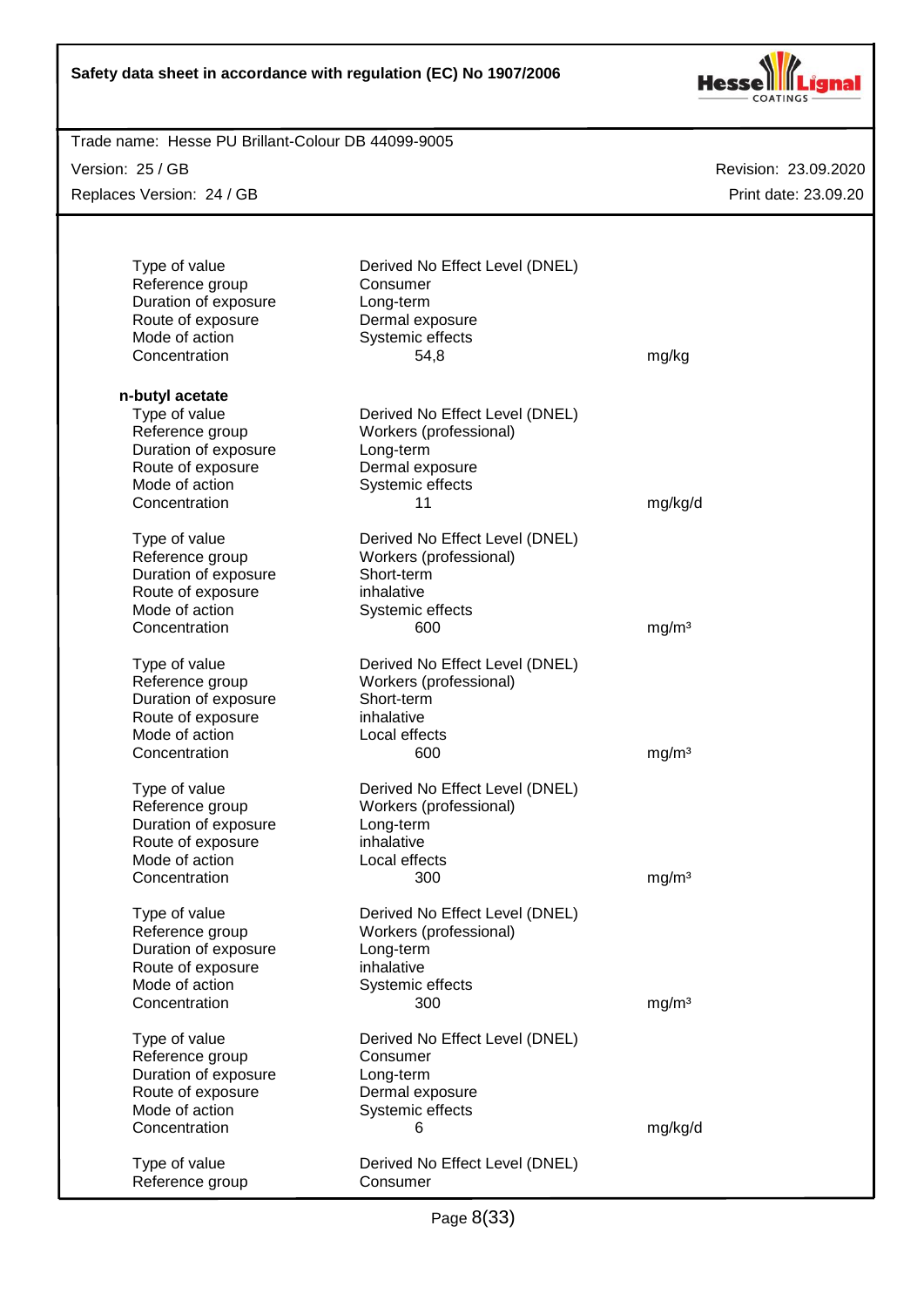| | | |
|---|---|---|
| Type of value | Derived No Effect Level (DNEL) | |
| Reference group | Consumer | |
| Duration of exposure | Long-term | |
| Route of exposure | Dermal exposure | |
| Mode of action | Systemic effects | |
| Concentration | 54,8 | mg/kg |

**n-butyl acetate**

| | | |
|---|---|---|
| Type of value | Derived No Effect Level (DNEL) | |
| Reference group | Workers (professional) | |
| Duration of exposure | Long-term | |
| Route of exposure | Dermal exposure | |
| Mode of action | Systemic effects | |
| Concentration | 11 | mg/kg/d |

| | | |
|---|---|---|
| Type of value | Derived No Effect Level (DNEL) | |
| Reference group | Workers (professional) | |
| Duration of exposure | Short-term | |
| Route of exposure | inhalative | |
| Mode of action | Systemic effects | |
| Concentration | 600 | mg/m³ |

| | | |
|---|---|---|
| Type of value | Derived No Effect Level (DNEL) | |
| Reference group | Workers (professional) | |
| Duration of exposure | Short-term | |
| Route of exposure | inhalative | |
| Mode of action | Local effects | |
| Concentration | 600 | mg/m³ |

| | | |
|---|---|---|
| Type of value | Derived No Effect Level (DNEL) | |
| Reference group | Workers (professional) | |
| Duration of exposure | Long-term | |
| Route of exposure | inhalative | |
| Mode of action | Local effects | |
| Concentration | 300 | mg/m³ |

| | | |
|---|---|---|
| Type of value | Derived No Effect Level (DNEL) | |
| Reference group | Workers (professional) | |
| Duration of exposure | Long-term | |
| Route of exposure | inhalative | |
| Mode of action | Systemic effects | |
| Concentration | 300 | mg/m³ |

| | | |
|---|---|---|
| Type of value | Derived No Effect Level (DNEL) | |
| Reference group | Consumer | |
| Duration of exposure | Long-term | |
| Route of exposure | Dermal exposure | |
| Mode of action | Systemic effects | |
| Concentration | 6 | mg/kg/d |

| | | |
|---|---|---|
| Type of value | Derived No Effect Level (DNEL) | |
| Reference group | Consumer | |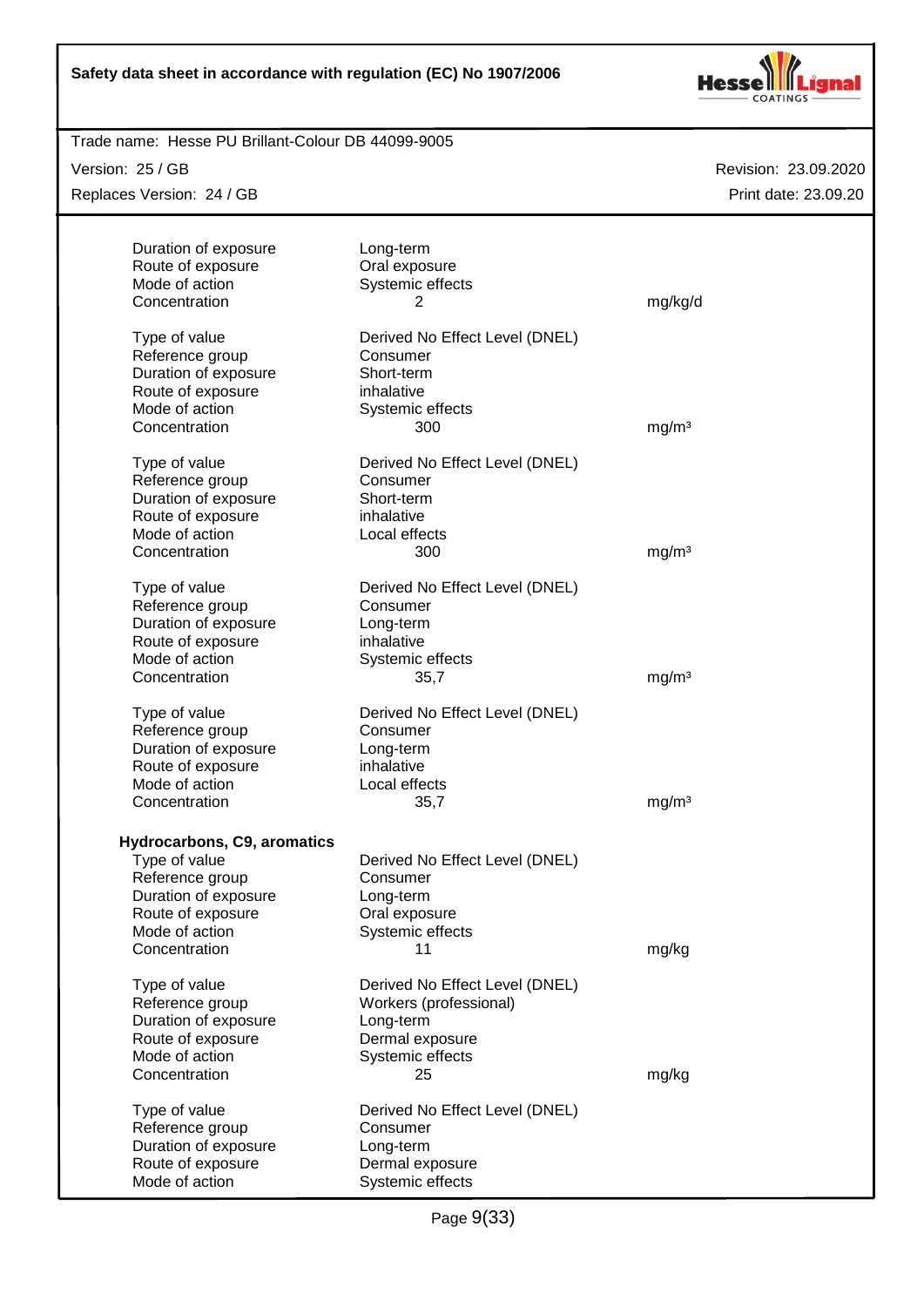| | | |
|---|---|---|
| Duration of exposure | Long-term | |
| Route of exposure | Oral exposure | |
| Mode of action | Systemic effects | |
| Concentration | 2 | mg/kg/d |

| | | |
|---|---|---|
| Type of value | Derived No Effect Level (DNEL) | |
| Reference group | Consumer | |
| Duration of exposure | Short-term | |
| Route of exposure | inhalative | |
| Mode of action | Systemic effects | |
| Concentration | 300 | mg/m³ |

| | | |
|---|---|---|
| Type of value | Derived No Effect Level (DNEL) | |
| Reference group | Consumer | |
| Duration of exposure | Short-term | |
| Route of exposure | inhalative | |
| Mode of action | Local effects | |
| Concentration | 300 | mg/m³ |

| | | |
|---|---|---|
| Type of value | Derived No Effect Level (DNEL) | |
| Reference group | Consumer | |
| Duration of exposure | Long-term | |
| Route of exposure | inhalative | |
| Mode of action | Systemic effects | |
| Concentration | 35,7 | mg/m³ |

| | | |
|---|---|---|
| Type of value | Derived No Effect Level (DNEL) | |
| Reference group | Consumer | |
| Duration of exposure | Long-term | |
| Route of exposure | inhalative | |
| Mode of action | Local effects | |
| Concentration | 35,7 | mg/m³ |

**Hydrocarbons, C9, aromatics**

| | | |
|---|---|---|
| Type of value | Derived No Effect Level (DNEL) | |
| Reference group | Consumer | |
| Duration of exposure | Long-term | |
| Route of exposure | Oral exposure | |
| Mode of action | Systemic effects | |
| Concentration | 11 | mg/kg |

| | | |
|---|---|---|
| Type of value | Derived No Effect Level (DNEL) | |
| Reference group | Workers (professional) | |
| Duration of exposure | Long-term | |
| Route of exposure | Dermal exposure | |
| Mode of action | Systemic effects | |
| Concentration | 25 | mg/kg |

| | | |
|---|---|---|
| Type of value | Derived No Effect Level (DNEL) | |
| Reference group | Consumer | |
| Duration of exposure | Long-term | |
| Route of exposure | Dermal exposure | |
| Mode of action | Systemic effects | |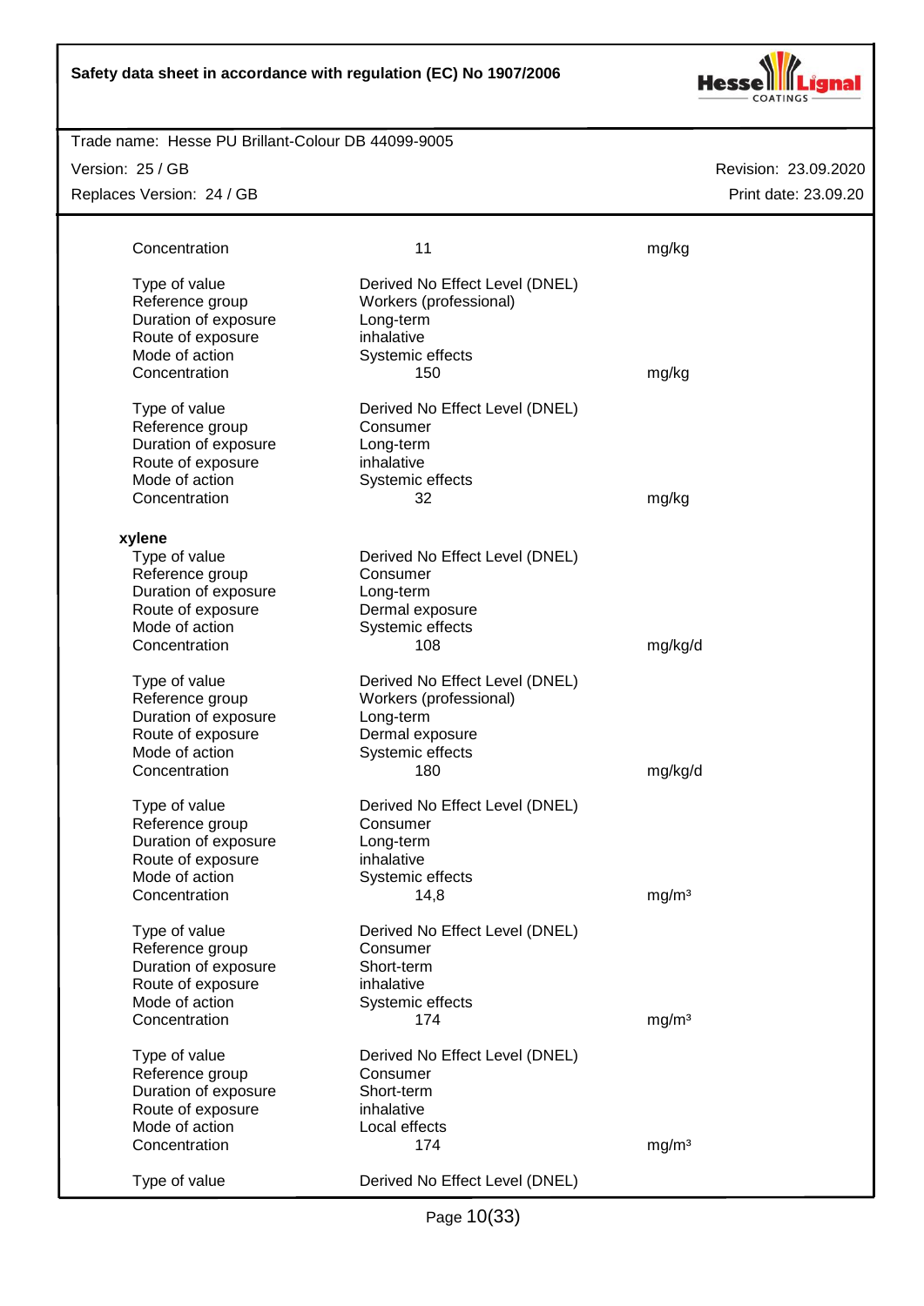| | | |
|---|---|---|
| Concentration | 11 | mg/kg |
| | | |
| Type of value | Derived No Effect Level (DNEL) | |
| Reference group | Workers (professional) | |
| Duration of exposure | Long-term | |
| Route of exposure | inhalative | |
| Mode of action | Systemic effects | |
| Concentration | 150 | mg/kg |
| | | |
| Type of value | Derived No Effect Level (DNEL) | |
| Reference group | Consumer | |
| Duration of exposure | Long-term | |
| Route of exposure | inhalative | |
| Mode of action | Systemic effects | |
| Concentration | 32 | mg/kg |

**xylene**

| | | |
|---|---|---|
| Type of value | Derived No Effect Level (DNEL) | |
| Reference group | Consumer | |
| Duration of exposure | Long-term | |
| Route of exposure | Dermal exposure | |
| Mode of action | Systemic effects | |
| Concentration | 108 | mg/kg/d |
| | | |
| Type of value | Derived No Effect Level (DNEL) | |
| Reference group | Workers (professional) | |
| Duration of exposure | Long-term | |
| Route of exposure | Dermal exposure | |
| Mode of action | Systemic effects | |
| Concentration | 180 | mg/kg/d |
| | | |
| Type of value | Derived No Effect Level (DNEL) | |
| Reference group | Consumer | |
| Duration of exposure | Long-term | |
| Route of exposure | inhalative | |
| Mode of action | Systemic effects | |
| Concentration | 14,8 | mg/m³ |
| | | |
| Type of value | Derived No Effect Level (DNEL) | |
| Reference group | Consumer | |
| Duration of exposure | Short-term | |
| Route of exposure | inhalative | |
| Mode of action | Systemic effects | |
| Concentration | 174 | mg/m³ |
| | | |
| Type of value | Derived No Effect Level (DNEL) | |
| Reference group | Consumer | |
| Duration of exposure | Short-term | |
| Route of exposure | inhalative | |
| Mode of action | Local effects | |
| Concentration | 174 | mg/m³ |
| | | |
| Type of value | Derived No Effect Level (DNEL) | |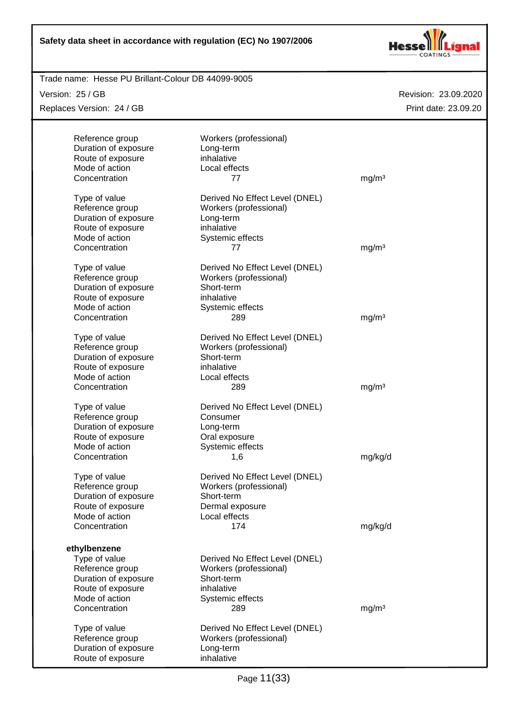| | | |
|---|---|---|
| Reference group | Workers (professional) | |
| Duration of exposure | Long-term | |
| Route of exposure | inhalative | |
| Mode of action | Local effects | |
| Concentration | 77 | mg/m³ |

| | | |
|---|---|---|
| Type of value | Derived No Effect Level (DNEL) | |
| Reference group | Workers (professional) | |
| Duration of exposure | Long-term | |
| Route of exposure | inhalative | |
| Mode of action | Systemic effects | |
| Concentration | 77 | mg/m³ |

| | | |
|---|---|---|
| Type of value | Derived No Effect Level (DNEL) | |
| Reference group | Workers (professional) | |
| Duration of exposure | Short-term | |
| Route of exposure | inhalative | |
| Mode of action | Systemic effects | |
| Concentration | 289 | mg/m³ |

| | | |
|---|---|---|
| Type of value | Derived No Effect Level (DNEL) | |
| Reference group | Workers (professional) | |
| Duration of exposure | Short-term | |
| Route of exposure | inhalative | |
| Mode of action | Local effects | |
| Concentration | 289 | mg/m³ |

| | | |
|---|---|---|
| Type of value | Derived No Effect Level (DNEL) | |
| Reference group | Consumer | |
| Duration of exposure | Long-term | |
| Route of exposure | Oral exposure | |
| Mode of action | Systemic effects | |
| Concentration | 1,6 | mg/kg/d |

| | | |
|---|---|---|
| Type of value | Derived No Effect Level (DNEL) | |
| Reference group | Workers (professional) | |
| Duration of exposure | Short-term | |
| Route of exposure | Dermal exposure | |
| Mode of action | Local effects | |
| Concentration | 174 | mg/kg/d |

**ethylbenzene**

| | | |
|---|---|---|
| Type of value | Derived No Effect Level (DNEL) | |
| Reference group | Workers (professional) | |
| Duration of exposure | Short-term | |
| Route of exposure | inhalative | |
| Mode of action | Systemic effects | |
| Concentration | 289 | mg/m³ |

| | | |
|---|---|---|
| Type of value | Derived No Effect Level (DNEL) | |
| Reference group | Workers (professional) | |
| Duration of exposure | Long-term | |
| Route of exposure | inhalative | |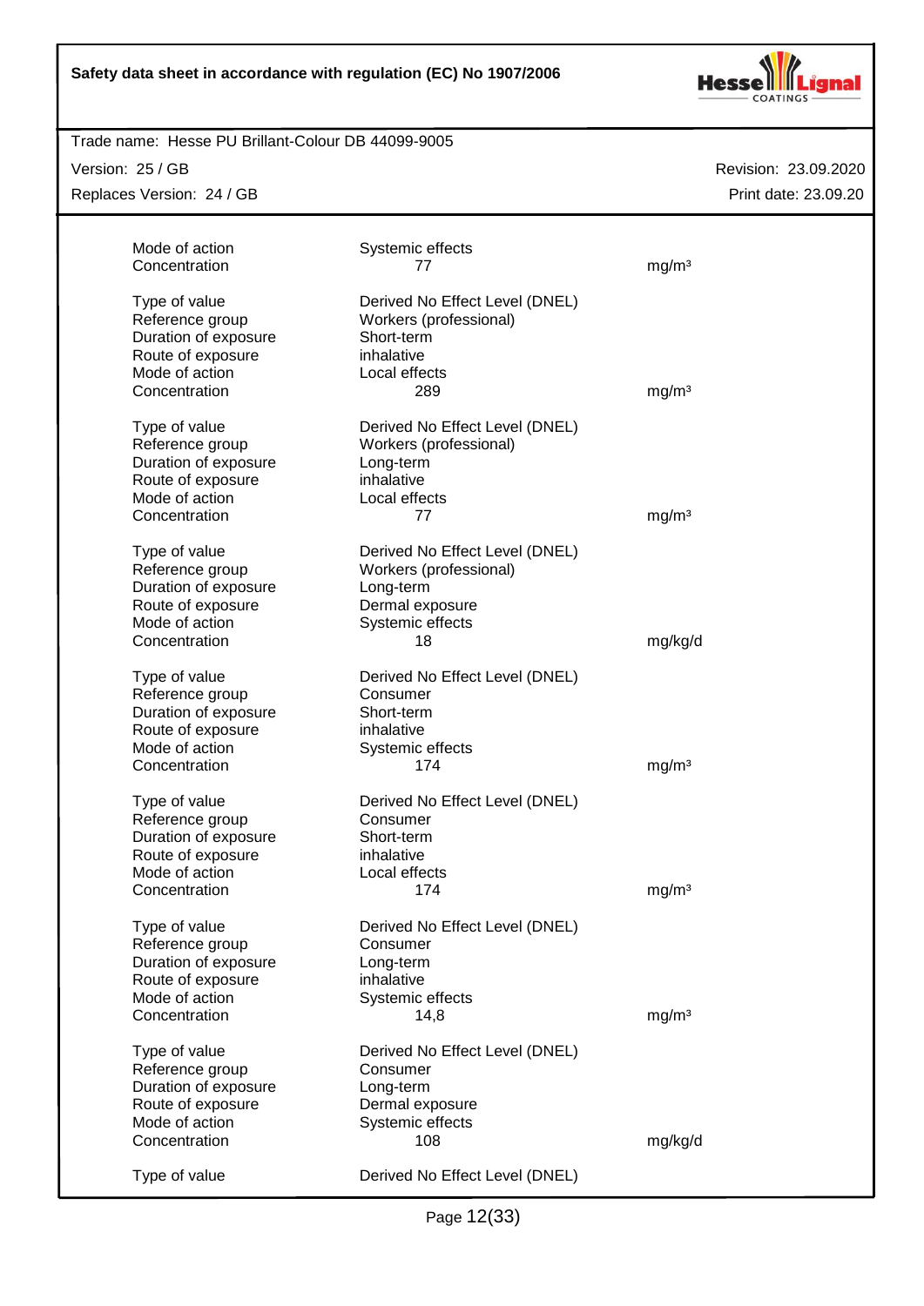| | | |
|---|---|---|
| Mode of action | Systemic effects | |
| Concentration | 77 | mg/m³ |
| | | |
| Type of value | Derived No Effect Level (DNEL) | |
| Reference group | Workers (professional) | |
| Duration of exposure | Short-term | |
| Route of exposure | inhalative | |
| Mode of action | Local effects | |
| Concentration | 289 | mg/m³ |
| | | |
| Type of value | Derived No Effect Level (DNEL) | |
| Reference group | Workers (professional) | |
| Duration of exposure | Long-term | |
| Route of exposure | inhalative | |
| Mode of action | Local effects | |
| Concentration | 77 | mg/m³ |
| | | |
| Type of value | Derived No Effect Level (DNEL) | |
| Reference group | Workers (professional) | |
| Duration of exposure | Long-term | |
| Route of exposure | Dermal exposure | |
| Mode of action | Systemic effects | |
| Concentration | 18 | mg/kg/d |
| | | |
| Type of value | Derived No Effect Level (DNEL) | |
| Reference group | Consumer | |
| Duration of exposure | Short-term | |
| Route of exposure | inhalative | |
| Mode of action | Systemic effects | |
| Concentration | 174 | mg/m³ |
| | | |
| Type of value | Derived No Effect Level (DNEL) | |
| Reference group | Consumer | |
| Duration of exposure | Short-term | |
| Route of exposure | inhalative | |
| Mode of action | Local effects | |
| Concentration | 174 | mg/m³ |
| | | |
| Type of value | Derived No Effect Level (DNEL) | |
| Reference group | Consumer | |
| Duration of exposure | Long-term | |
| Route of exposure | inhalative | |
| Mode of action | Systemic effects | |
| Concentration | 14,8 | mg/m³ |
| | | |
| Type of value | Derived No Effect Level (DNEL) | |
| Reference group | Consumer | |
| Duration of exposure | Long-term | |
| Route of exposure | Dermal exposure | |
| Mode of action | Systemic effects | |
| Concentration | 108 | mg/kg/d |
| | | |
| Type of value | Derived No Effect Level (DNEL) | |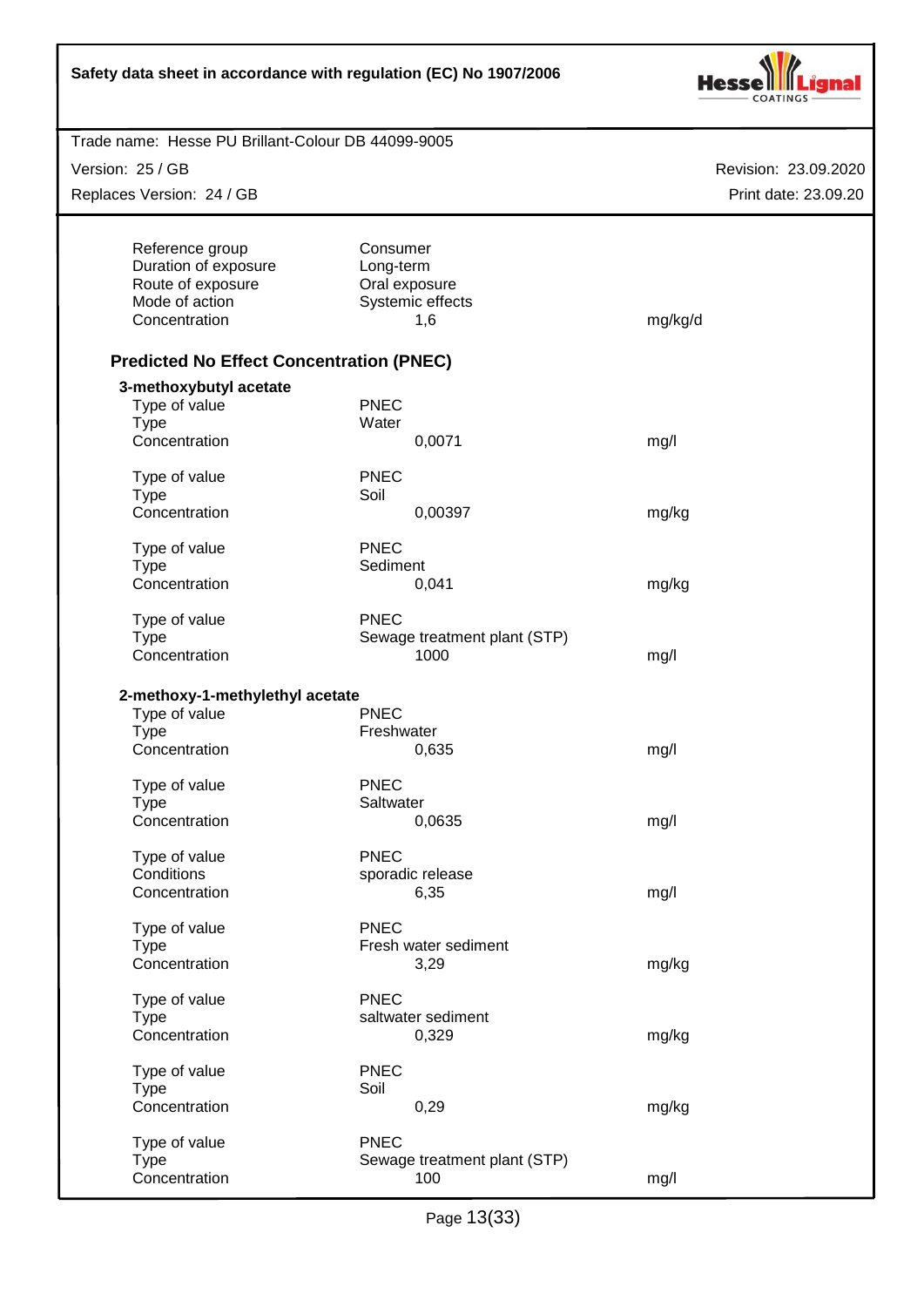| | | |
|---|---|---|
| Reference group | Consumer | |
| Duration of exposure | Long-term | |
| Route of exposure | Oral exposure | |
| Mode of action | Systemic effects | |
| Concentration | 1,6 | mg/kg/d |

**Predicted No Effect Concentration (PNEC)**

**3-methoxybutyl acetate**

| | | |
|---|---|---|
| Type of value | PNEC | |
| Type | Water | |
| Concentration | 0,0071 | mg/l |
| | | |
| Type of value | PNEC | |
| Type | Soil | |
| Concentration | 0,00397 | mg/kg |
| | | |
| Type of value | PNEC | |
| Type | Sediment | |
| Concentration | 0,041 | mg/kg |
| | | |
| Type of value | PNEC | |
| Type | Sewage treatment plant (STP) | |
| Concentration | 1000 | mg/l |

**2-methoxy-1-methylethyl acetate**

| | | |
|---|---|---|
| Type of value | PNEC | |
| Type | Freshwater | |
| Concentration | 0,635 | mg/l |
| | | |
| Type of value | PNEC | |
| Type | Saltwater | |
| Concentration | 0,0635 | mg/l |
| | | |
| Type of value | PNEC | |
| Conditions | sporadic release | |
| Concentration | 6,35 | mg/l |
| | | |
| Type of value | PNEC | |
| Type | Fresh water sediment | |
| Concentration | 3,29 | mg/kg |
| | | |
| Type of value | PNEC | |
| Type | saltwater sediment | |
| Concentration | 0,329 | mg/kg |
| | | |
| Type of value | PNEC | |
| Type | Soil | |
| Concentration | 0,29 | mg/kg |
| | | |
| Type of value | PNEC | |
| Type | Sewage treatment plant (STP) | |
| Concentration | 100 | mg/l |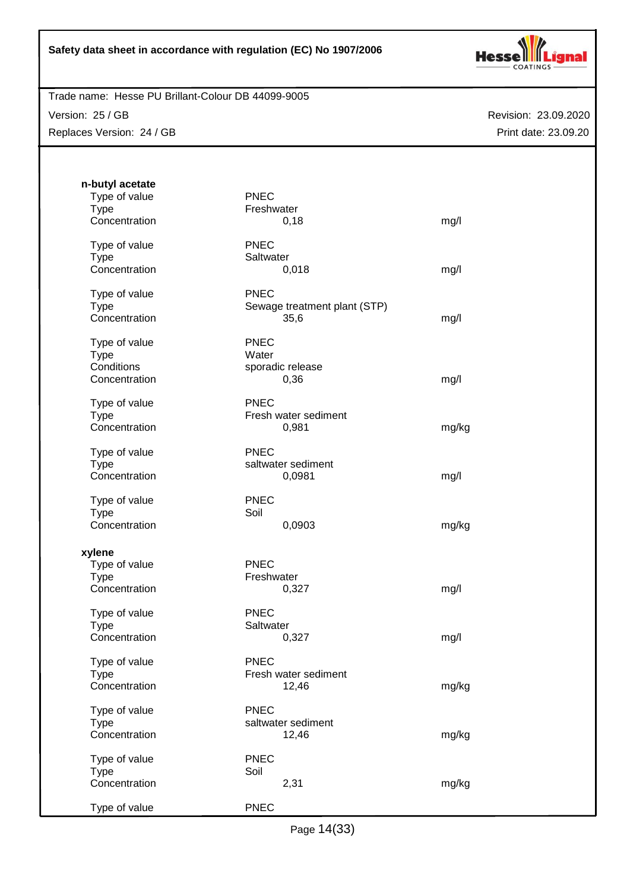**n-butyl acetate**

| | | |
|---|---|---|
| Type of value | PNEC | |
| Type | Freshwater | |
| Concentration | 0,18 | mg/l |
| | | |
| Type of value | PNEC | |
| Type | Saltwater | |
| Concentration | 0,018 | mg/l |
| | | |
| Type of value | PNEC | |
| Type | Sewage treatment plant (STP) | |
| Concentration | 35,6 | mg/l |
| | | |
| Type of value | PNEC | |
| Type | Water | |
| Conditions | sporadic release | |
| Concentration | 0,36 | mg/l |
| | | |
| Type of value | PNEC | |
| Type | Fresh water sediment | |
| Concentration | 0,981 | mg/kg |
| | | |
| Type of value | PNEC | |
| Type | saltwater sediment | |
| Concentration | 0,0981 | mg/l |
| | | |
| Type of value | PNEC | |
| Type | Soil | |
| Concentration | 0,0903 | mg/kg |

**xylene**

| | | |
|---|---|---|
| Type of value | PNEC | |
| Type | Freshwater | |
| Concentration | 0,327 | mg/l |
| | | |
| Type of value | PNEC | |
| Type | Saltwater | |
| Concentration | 0,327 | mg/l |
| | | |
| Type of value | PNEC | |
| Type | Fresh water sediment | |
| Concentration | 12,46 | mg/kg |
| | | |
| Type of value | PNEC | |
| Type | saltwater sediment | |
| Concentration | 12,46 | mg/kg |
| | | |
| Type of value | PNEC | |
| Type | Soil | |
| Concentration | 2,31 | mg/kg |
| | | |
| Type of value | PNEC | |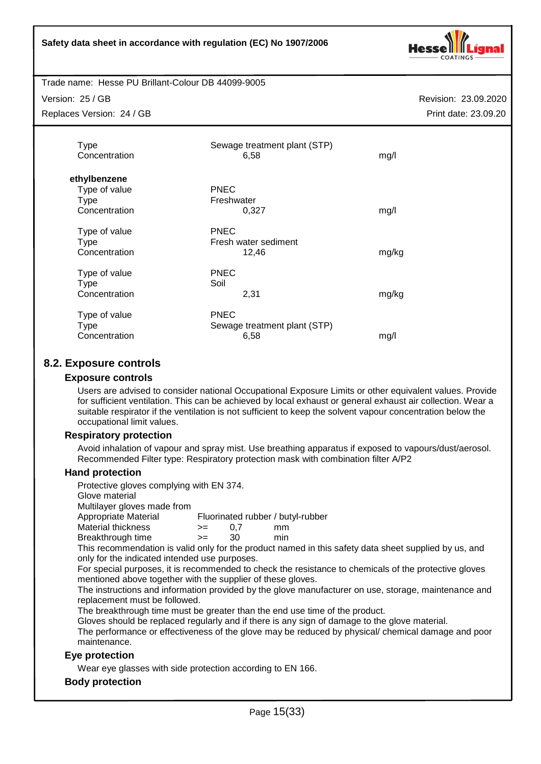| | | |
|---|---|---|
| Type | Sewage treatment plant (STP) | |
| Concentration | 6,58 | mg/l |

**ethylbenzene**

| | | |
|---|---|---|
| Type of value | PNEC | |
| Type | Freshwater | |
| Concentration | 0,327 | mg/l |
| | | |
| Type of value | PNEC | |
| Type | Fresh water sediment | |
| Concentration | 12,46 | mg/kg |
| | | |
| Type of value | PNEC | |
| Type | Soil | |
| Concentration | 2,31 | mg/kg |
| | | |
| Type of value | PNEC | |
| Type | Sewage treatment plant (STP) | |
| Concentration | 6,58 | mg/l |

## 8.2. Exposure controls

### Exposure controls

Users are advised to consider national Occupational Exposure Limits or other equivalent values. Provide for sufficient ventilation. This can be achieved by local exhaust or general exhaust air collection. Wear a suitable respirator if the ventilation is not sufficient to keep the solvent vapour concentration below the occupational limit values.

### Respiratory protection

Avoid inhalation of vapour and spray mist. Use breathing apparatus if exposed to vapours/dust/aerosol. Recommended Filter type: Respiratory protection mask with combination filter A/P2

### Hand protection

Protective gloves complying with EN 374.
Glove material
Multilayer gloves made from

| | | | |
|---|---|---|---|
| Appropriate Material | Fluorinated rubber / butyl-rubber | | |
| Material thickness | >= | 0,7 | mm |
| Breakthrough time | >= | 30 | min |

This recommendation is valid only for the product named in this safety data sheet supplied by us, and only for the indicated intended use purposes.
For special purposes, it is recommended to check the resistance to chemicals of the protective gloves mentioned above together with the supplier of these gloves.
The instructions and information provided by the glove manufacturer on use, storage, maintenance and replacement must be followed.
The breakthrough time must be greater than the end use time of the product.
Gloves should be replaced regularly and if there is any sign of damage to the glove material.
The performance or effectiveness of the glove may be reduced by physical/ chemical damage and poor maintenance.

### Eye protection

Wear eye glasses with side protection according to EN 166.

### Body protection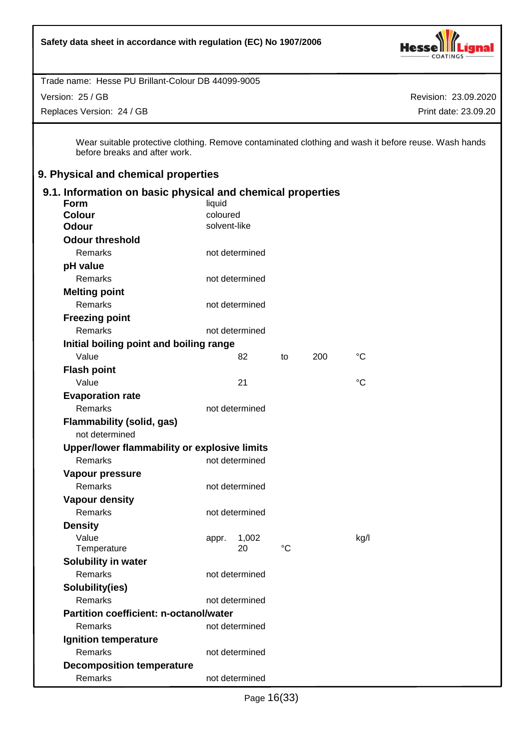Wear suitable protective clothing. Remove contaminated clothing and wash it before reuse. Wash hands before breaks and after work.

## 9. Physical and chemical properties

### 9.1. Information on basic physical and chemical properties

| | | | | | |
|---|---|---|---|---|---|
| **Form** | liquid | | | | |
| **Colour** | coloured | | | | |
| **Odour** | solvent-like | | | | |
| **Odour threshold** | | | | | |
| Remarks | not determined | | | | |
| **pH value** | | | | | |
| Remarks | not determined | | | | |
| **Melting point** | | | | | |
| Remarks | not determined | | | | |
| **Freezing point** | | | | | |
| Remarks | not determined | | | | |
| **Initial boiling point and boiling range** | | | | | |
| Value | 82 | to | 200 | °C | |
| **Flash point** | | | | | |
| Value | 21 | | | °C | |
| **Evaporation rate** | | | | | |
| Remarks | not determined | | | | |
| **Flammability (solid, gas)** | | | | | |
| not determined | | | | | |
| **Upper/lower flammability or explosive limits** | | | | | |
| Remarks | not determined | | | | |
| **Vapour pressure** | | | | | |
| Remarks | not determined | | | | |
| **Vapour density** | | | | | |
| Remarks | not determined | | | | |
| **Density** | | | | | |
| Value | appr. 1,002 | | | kg/l | |
| Temperature | 20 | °C | | | |
| **Solubility in water** | | | | | |
| Remarks | not determined | | | | |
| **Solubility(ies)** | | | | | |
| Remarks | not determined | | | | |
| **Partition coefficient: n-octanol/water** | | | | | |
| Remarks | not determined | | | | |
| **Ignition temperature** | | | | | |
| Remarks | not determined | | | | |
| **Decomposition temperature** | | | | | |
| Remarks | not determined | | | | |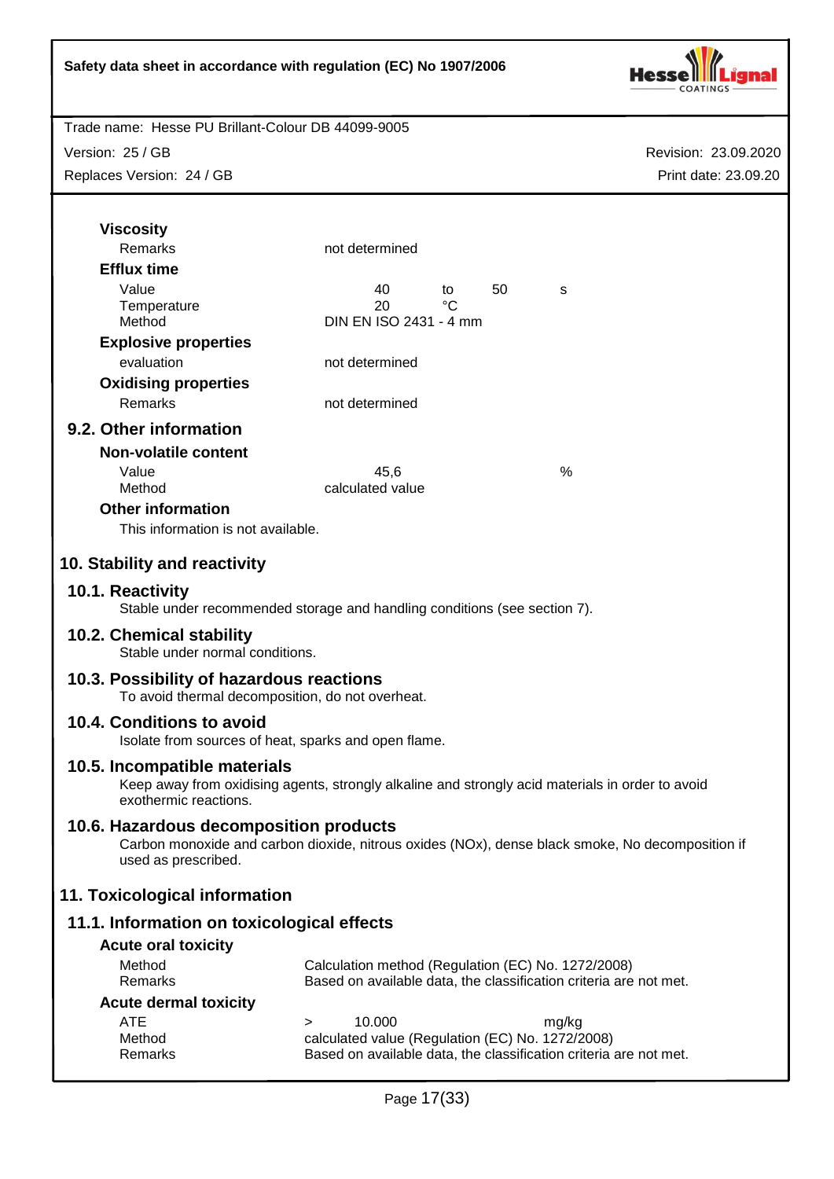**Viscosity**

| | |
|---|---|
| Remarks | not determined |

**Efflux time**

| | | | | |
|---|---|---|---|---|
| Value | 40 | to | 50 | s |
| Temperature | 20 | °C | | |
| Method | DIN EN ISO 2431 - 4 mm | | | |

**Explosive properties**

| | |
|---|---|
| evaluation | not determined |

**Oxidising properties**

| | |
|---|---|
| Remarks | not determined |

### 9.2. Other information

**Non-volatile content**

| | | |
|---|---|---|
| Value | 45,6 | % |
| Method | calculated value | |

**Other information**

This information is not available.

## 10. Stability and reactivity

### 10.1. Reactivity

Stable under recommended storage and handling conditions (see section 7).

### 10.2. Chemical stability

Stable under normal conditions.

### 10.3. Possibility of hazardous reactions

To avoid thermal decomposition, do not overheat.

### 10.4. Conditions to avoid

Isolate from sources of heat, sparks and open flame.

### 10.5. Incompatible materials

Keep away from oxidising agents, strongly alkaline and strongly acid materials in order to avoid exothermic reactions.

### 10.6. Hazardous decomposition products

Carbon monoxide and carbon dioxide, nitrous oxides (NOx), dense black smoke, No decomposition if used as prescribed.

## 11. Toxicological information

### 11.1. Information on toxicological effects

**Acute oral toxicity**

| | |
|---|---|
| Method | Calculation method (Regulation (EC) No. 1272/2008) |
| Remarks | Based on available data, the classification criteria are not met. |

**Acute dermal toxicity**

| | |
|---|---|
| ATE | > 10.000 mg/kg |
| Method | calculated value (Regulation (EC) No. 1272/2008) |
| Remarks | Based on available data, the classification criteria are not met. |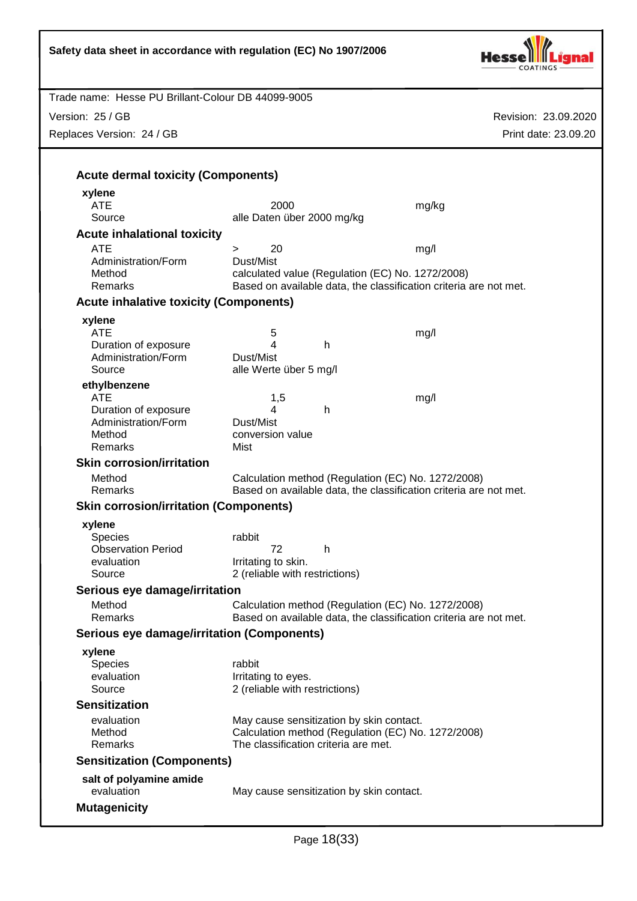### Acute dermal toxicity (Components)

**xylene**

| | | |
|---|---|---|
| ATE | 2000 | mg/kg |
| Source | alle Daten über 2000 mg/kg | |

### Acute inhalational toxicity

| | | |
|---|---|---|
| ATE | > 20 | mg/l |
| Administration/Form | Dust/Mist | |
| Method | calculated value (Regulation (EC) No. 1272/2008) | |
| Remarks | Based on available data, the classification criteria are not met. | |

### Acute inhalative toxicity (Components)

**xylene**

| | | |
|---|---|---|
| ATE | 5 | mg/l |
| Duration of exposure | 4 h | |
| Administration/Form | Dust/Mist | |
| Source | alle Werte über 5 mg/l | |

**ethylbenzene**

| | | |
|---|---|---|
| ATE | 1,5 | mg/l |
| Duration of exposure | 4 h | |
| Administration/Form | Dust/Mist | |
| Method | conversion value | |
| Remarks | Mist | |

### Skin corrosion/irritation

| | |
|---|---|
| Method | Calculation method (Regulation (EC) No. 1272/2008) |
| Remarks | Based on available data, the classification criteria are not met. |

### Skin corrosion/irritation (Components)

**xylene**

| | |
|---|---|
| Species | rabbit |
| Observation Period | 72 h |
| evaluation | Irritating to skin. |
| Source | 2 (reliable with restrictions) |

### Serious eye damage/irritation

| | |
|---|---|
| Method | Calculation method (Regulation (EC) No. 1272/2008) |
| Remarks | Based on available data, the classification criteria are not met. |

### Serious eye damage/irritation (Components)

**xylene**

| | |
|---|---|
| Species | rabbit |
| evaluation | Irritating to eyes. |
| Source | 2 (reliable with restrictions) |

### Sensitization

| | |
|---|---|
| evaluation | May cause sensitization by skin contact. |
| Method | Calculation method (Regulation (EC) No. 1272/2008) |
| Remarks | The classification criteria are met. |

### Sensitization (Components)

**salt of polyamine amide**

| | |
|---|---|
| evaluation | May cause sensitization by skin contact. |

### Mutagenicity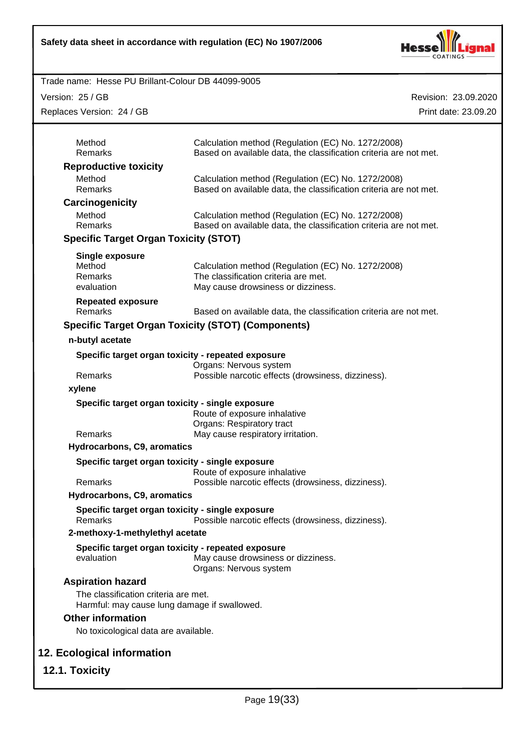| | |
|---|---|
| Method | Calculation method (Regulation (EC) No. 1272/2008) |
| Remarks | Based on available data, the classification criteria are not met. |

**Reproductive toxicity**

| | |
|---|---|
| Method | Calculation method (Regulation (EC) No. 1272/2008) |
| Remarks | Based on available data, the classification criteria are not met. |

**Carcinogenicity**

| | |
|---|---|
| Method | Calculation method (Regulation (EC) No. 1272/2008) |
| Remarks | Based on available data, the classification criteria are not met. |

**Specific Target Organ Toxicity (STOT)**

**Single exposure**

| | |
|---|---|
| Method | Calculation method (Regulation (EC) No. 1272/2008) |
| Remarks | The classification criteria are met. |
| evaluation | May cause drowsiness or dizziness. |

**Repeated exposure**

| | |
|---|---|
| Remarks | Based on available data, the classification criteria are not met. |

**Specific Target Organ Toxicity (STOT) (Components)**

**n-butyl acetate**

**Specific target organ toxicity - repeated exposure**

| | |
|---|---|
| | Organs: Nervous system |
| Remarks | Possible narcotic effects (drowsiness, dizziness). |

**xylene**

**Specific target organ toxicity - single exposure**

| | |
|---|---|
| | Route of exposure inhalative |
| | Organs: Respiratory tract |
| Remarks | May cause respiratory irritation. |

**Hydrocarbons, C9, aromatics**

**Specific target organ toxicity - single exposure**

| | |
|---|---|
| | Route of exposure inhalative |
| Remarks | Possible narcotic effects (drowsiness, dizziness). |

**Hydrocarbons, C9, aromatics**

**Specific target organ toxicity - single exposure**

| | |
|---|---|
| Remarks | Possible narcotic effects (drowsiness, dizziness). |

**2-methoxy-1-methylethyl acetate**

**Specific target organ toxicity - repeated exposure**

| | |
|---|---|
| evaluation | May cause drowsiness or dizziness. |
| | Organs: Nervous system |

**Aspiration hazard**

The classification criteria are met.
Harmful: may cause lung damage if swallowed.

**Other information**

No toxicological data are available.

## 12. Ecological information

### 12.1. Toxicity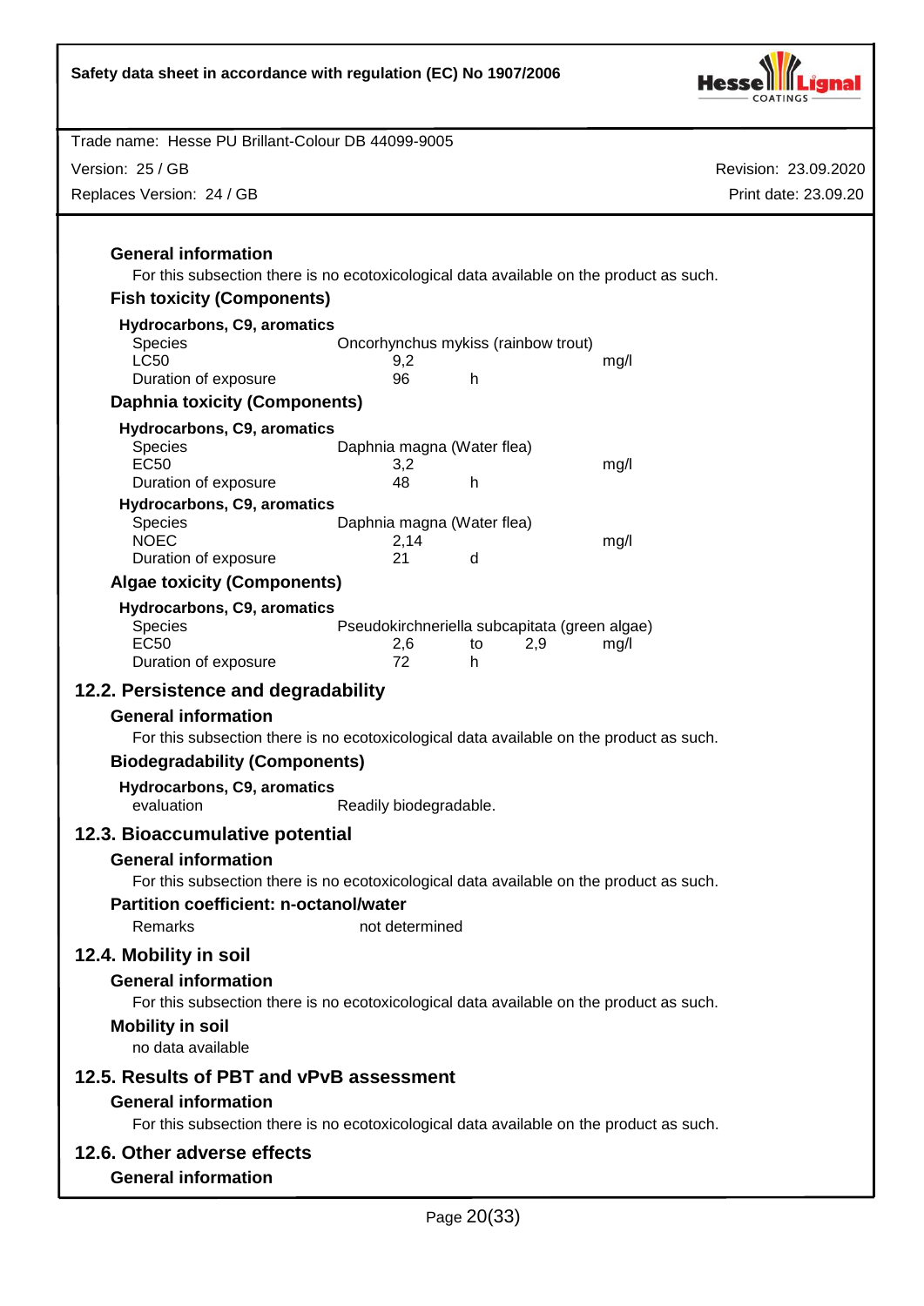### General information

For this subsection there is no ecotoxicological data available on the product as such.

### Fish toxicity (Components)

**Hydrocarbons, C9, aromatics**

| | | | |
|---|---|---|---|
| Species | Oncorhynchus mykiss (rainbow trout) | | |
| LC50 | 9,2 | | mg/l |
| Duration of exposure | 96 | h | |

### Daphnia toxicity (Components)

**Hydrocarbons, C9, aromatics**

| | | | |
|---|---|---|---|
| Species | Daphnia magna (Water flea) | | |
| EC50 | 3,2 | | mg/l |
| Duration of exposure | 48 | h | |

**Hydrocarbons, C9, aromatics**

| | | | |
|---|---|---|---|
| Species | Daphnia magna (Water flea) | | |
| NOEC | 2,14 | | mg/l |
| Duration of exposure | 21 | d | |

### Algae toxicity (Components)

**Hydrocarbons, C9, aromatics**

| | | | | |
|---|---|---|---|---|
| Species | Pseudokirchneriella subcapitata (green algae) | | | |
| EC50 | 2,6 | to | 2,9 | mg/l |
| Duration of exposure | 72 | h | | |

## 12.2. Persistence and degradability

### General information

For this subsection there is no ecotoxicological data available on the product as such.

### Biodegradability (Components)

**Hydrocarbons, C9, aromatics**

evaluation: Readily biodegradable.

## 12.3. Bioaccumulative potential

### General information

For this subsection there is no ecotoxicological data available on the product as such.

### Partition coefficient: n-octanol/water

Remarks: not determined

## 12.4. Mobility in soil

### General information

For this subsection there is no ecotoxicological data available on the product as such.

### Mobility in soil

no data available

## 12.5. Results of PBT and vPvB assessment

### General information

For this subsection there is no ecotoxicological data available on the product as such.

## 12.6. Other adverse effects

### General information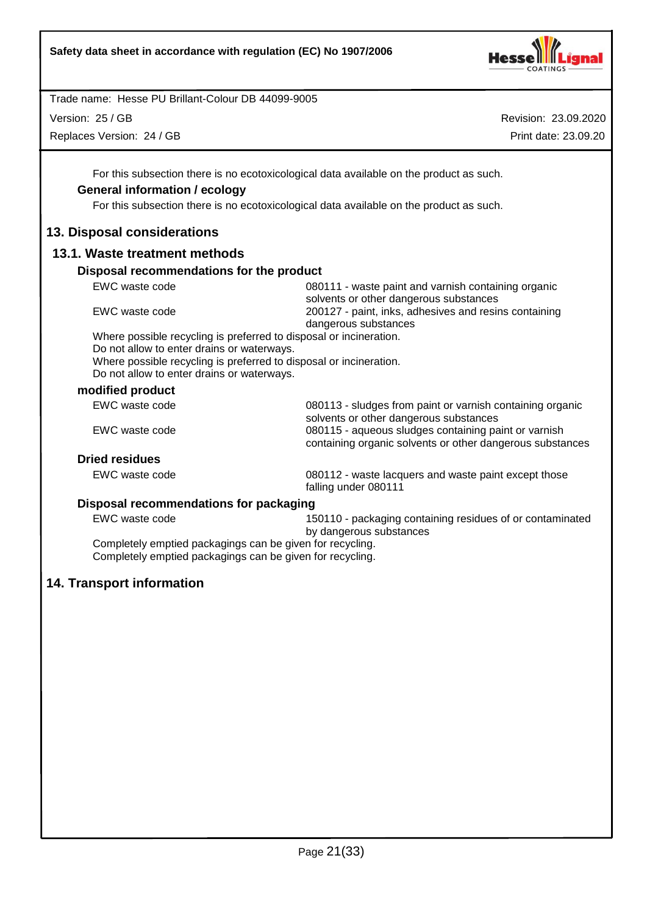For this subsection there is no ecotoxicological data available on the product as such.

**General information / ecology**

For this subsection there is no ecotoxicological data available on the product as such.

## 13. Disposal considerations

### 13.1. Waste treatment methods

**Disposal recommendations for the product**

| | |
|---|---|
| EWC waste code | 080111 - waste paint and varnish containing organic solvents or other dangerous substances |
| EWC waste code | 200127 - paint, inks, adhesives and resins containing dangerous substances |

Where possible recycling is preferred to disposal or incineration.
Do not allow to enter drains or waterways.
Where possible recycling is preferred to disposal or incineration.
Do not allow to enter drains or waterways.

**modified product**

| | |
|---|---|
| EWC waste code | 080113 - sludges from paint or varnish containing organic solvents or other dangerous substances |
| EWC waste code | 080115 - aqueous sludges containing paint or varnish containing organic solvents or other dangerous substances |

**Dried residues**

| | |
|---|---|
| EWC waste code | 080112 - waste lacquers and waste paint except those falling under 080111 |

**Disposal recommendations for packaging**

| | |
|---|---|
| EWC waste code | 150110 - packaging containing residues of or contaminated by dangerous substances |

Completely emptied packagings can be given for recycling.
Completely emptied packagings can be given for recycling.

## 14. Transport information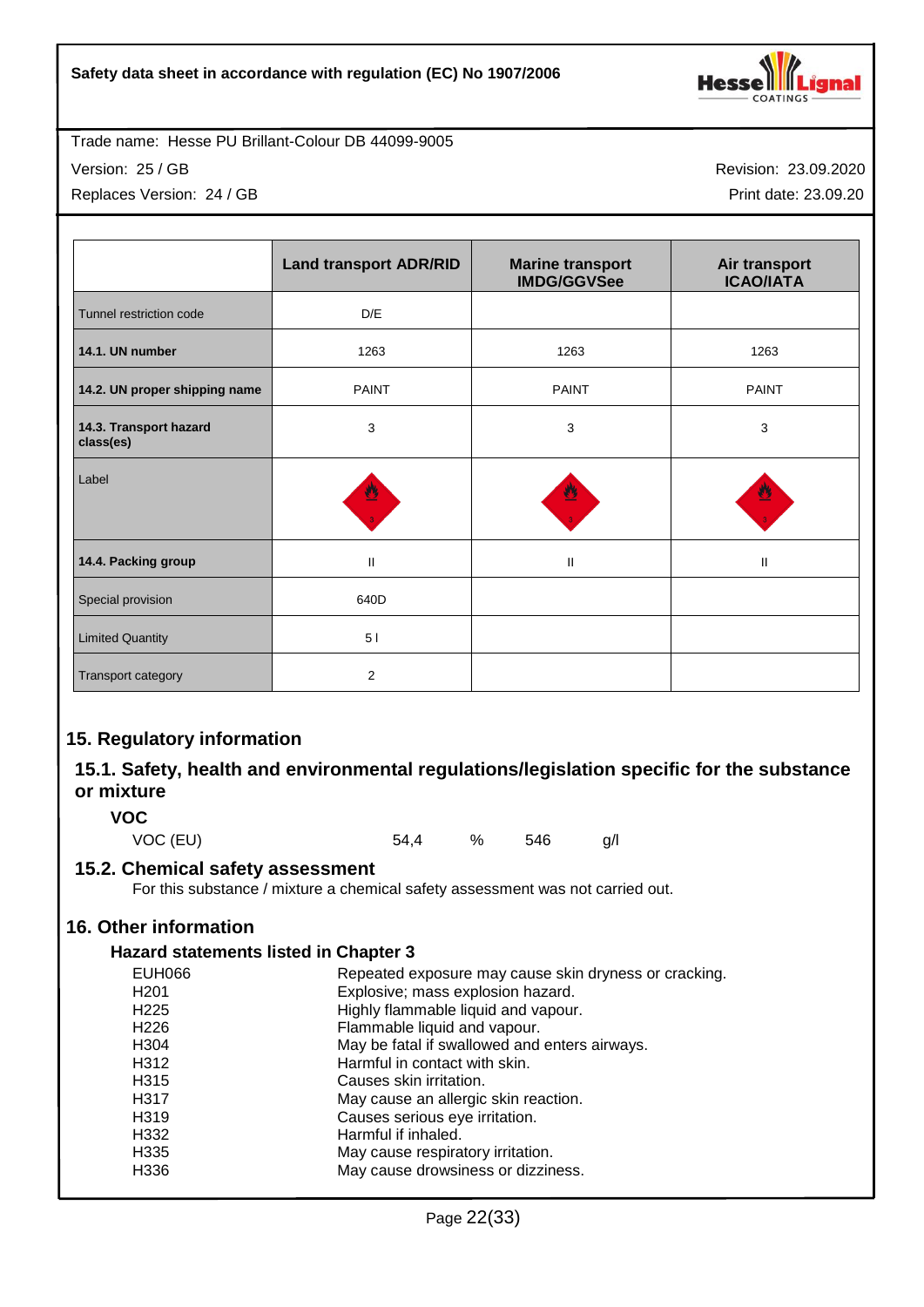Trade name: Hesse PU Brillant-Colour DB 44099-9005

Version: 25 / GB

Replaces Version: 24 / GB

Revision: 23.09.2020

Print date: 23.09.20

| | Land transport ADR/RID | Marine transport IMDG/GGVSee | Air transport ICAO/IATA |
|---|---|---|---|
| Tunnel restriction code | D/E | | |
| **14.1. UN number** | 1263 | 1263 | 1263 |
| **14.2. UN proper shipping name** | PAINT | PAINT | PAINT |
| **14.3. Transport hazard class(es)** | 3 | 3 | 3 |
| Label | | | |
| **14.4. Packing group** | II | II | II |
| Special provision | 640D | | |
| Limited Quantity | 5 l | | |
| Transport category | 2 | | |

## 15. Regulatory information

### 15.1. Safety, health and environmental regulations/legislation specific for the substance or mixture

**VOC**

| | | | | |
|---|---|---|---|---|
| VOC (EU) | 54,4 | % | 546 | g/l |

### 15.2. Chemical safety assessment

For this substance / mixture a chemical safety assessment was not carried out.

## 16. Other information

**Hazard statements listed in Chapter 3**

| | |
|---|---|
| EUH066 | Repeated exposure may cause skin dryness or cracking. |
| H201 | Explosive; mass explosion hazard. |
| H225 | Highly flammable liquid and vapour. |
| H226 | Flammable liquid and vapour. |
| H304 | May be fatal if swallowed and enters airways. |
| H312 | Harmful in contact with skin. |
| H315 | Causes skin irritation. |
| H317 | May cause an allergic skin reaction. |
| H319 | Causes serious eye irritation. |
| H332 | Harmful if inhaled. |
| H335 | May cause respiratory irritation. |
| H336 | May cause drowsiness or dizziness. |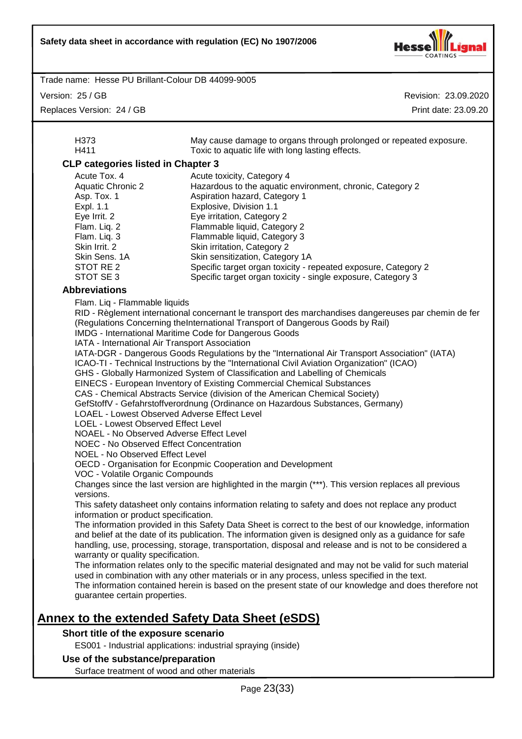| | |
|---|---|
| H373 | May cause damage to organs through prolonged or repeated exposure. |
| H411 | Toxic to aquatic life with long lasting effects. |

### CLP categories listed in Chapter 3

| | |
|---|---|
| Acute Tox. 4 | Acute toxicity, Category 4 |
| Aquatic Chronic 2 | Hazardous to the aquatic environment, chronic, Category 2 |
| Asp. Tox. 1 | Aspiration hazard, Category 1 |
| Expl. 1.1 | Explosive, Division 1.1 |
| Eye Irrit. 2 | Eye irritation, Category 2 |
| Flam. Liq. 2 | Flammable liquid, Category 2 |
| Flam. Liq. 3 | Flammable liquid, Category 3 |
| Skin Irrit. 2 | Skin irritation, Category 2 |
| Skin Sens. 1A | Skin sensitization, Category 1A |
| STOT RE 2 | Specific target organ toxicity - repeated exposure, Category 2 |
| STOT SE 3 | Specific target organ toxicity - single exposure, Category 3 |

### Abbreviations

Flam. Liq - Flammable liquids
RID - Règlement international concernant le transport des marchandises dangereuses par chemin de fer (Regulations Concerning theInternational Transport of Dangerous Goods by Rail)
IMDG - International Maritime Code for Dangerous Goods
IATA - International Air Transport Association
IATA-DGR - Dangerous Goods Regulations by the "International Air Transport Association" (IATA)
ICAO-TI - Technical Instructions by the "International Civil Aviation Organization" (ICAO)
GHS - Globally Harmonized System of Classification and Labelling of Chemicals
EINECS - European Inventory of Existing Commercial Chemical Substances
CAS - Chemical Abstracts Service (division of the American Chemical Society)
GefStoffV - Gefahrstoffverordnung (Ordinance on Hazardous Substances, Germany)
LOAEL - Lowest Observed Adverse Effect Level
LOEL - Lowest Observed Effect Level
NOAEL - No Observed Adverse Effect Level
NOEC - No Observed Effect Concentration
NOEL - No Observed Effect Level
OECD - Organisation for Econpmic Cooperation and Development
VOC - Volatile Organic Compounds

Changes since the last version are highlighted in the margin (***). This version replaces all previous versions.

This safety datasheet only contains information relating to safety and does not replace any product information or product specification.

The information provided in this Safety Data Sheet is correct to the best of our knowledge, information and belief at the date of its publication. The information given is designed only as a guidance for safe handling, use, processing, storage, transportation, disposal and release and is not to be considered a warranty or quality specification.

The information relates only to the specific material designated and may not be valid for such material used in combination with any other materials or in any process, unless specified in the text.

The information contained herein is based on the present state of our knowledge and does therefore not guarantee certain properties.

## Annex to the extended Safety Data Sheet (eSDS)

### Short title of the exposure scenario

ES001 - Industrial applications: industrial spraying (inside)

### Use of the substance/preparation

Surface treatment of wood and other materials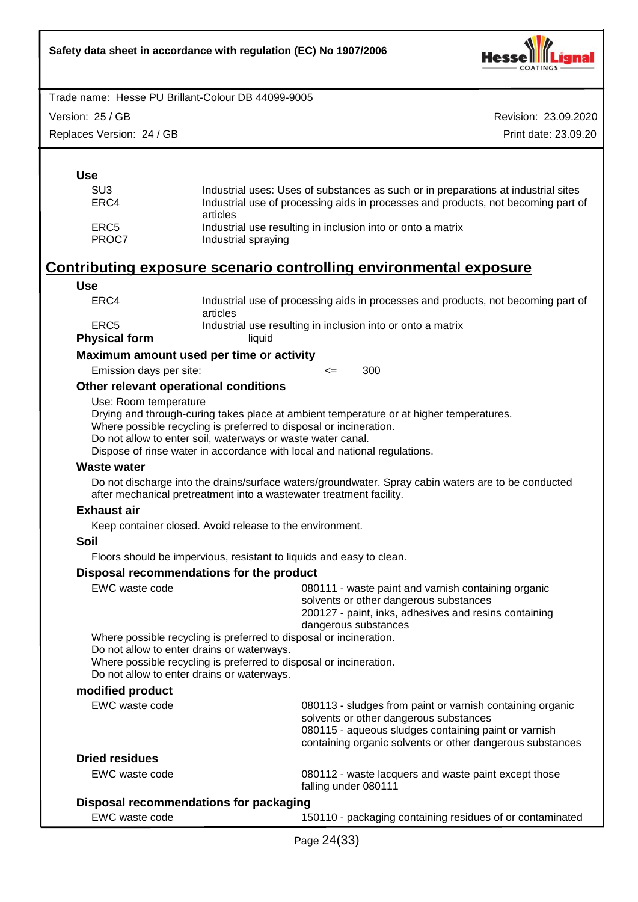**Use**

| | |
|---|---|
| SU3 | Industrial uses: Uses of substances as such or in preparations at industrial sites |
| ERC4 | Industrial use of processing aids in processes and products, not becoming part of articles |
| ERC5 | Industrial use resulting in inclusion into or onto a matrix |
| PROC7 | Industrial spraying |

## Contributing exposure scenario controlling environmental exposure

**Use**

| | |
|---|---|
| ERC4 | Industrial use of processing aids in processes and products, not becoming part of articles |
| ERC5 | Industrial use resulting in inclusion into or onto a matrix |

**Physical form** liquid

### Maximum amount used per time or activity

Emission days per site: <= 300

### Other relevant operational conditions

Use: Room temperature
Drying and through-curing takes place at ambient temperature or at higher temperatures.
Where possible recycling is preferred to disposal or incineration.
Do not allow to enter soil, waterways or waste water canal.
Dispose of rinse water in accordance with local and national regulations.

### Waste water

Do not discharge into the drains/surface waters/groundwater. Spray cabin waters are to be conducted after mechanical pretreatment into a wastewater treatment facility.

### Exhaust air

Keep container closed. Avoid release to the environment.

### Soil

Floors should be impervious, resistant to liquids and easy to clean.

### Disposal recommendations for the product

EWC waste code: 080111 - waste paint and varnish containing organic solvents or other dangerous substances
200127 - paint, inks, adhesives and resins containing dangerous substances

Where possible recycling is preferred to disposal or incineration.
Do not allow to enter drains or waterways.
Where possible recycling is preferred to disposal or incineration.
Do not allow to enter drains or waterways.

### modified product

EWC waste code: 080113 - sludges from paint or varnish containing organic solvents or other dangerous substances
080115 - aqueous sludges containing paint or varnish containing organic solvents or other dangerous substances

### Dried residues

EWC waste code: 080112 - waste lacquers and waste paint except those falling under 080111

### Disposal recommendations for packaging

EWC waste code: 150110 - packaging containing residues of or contaminated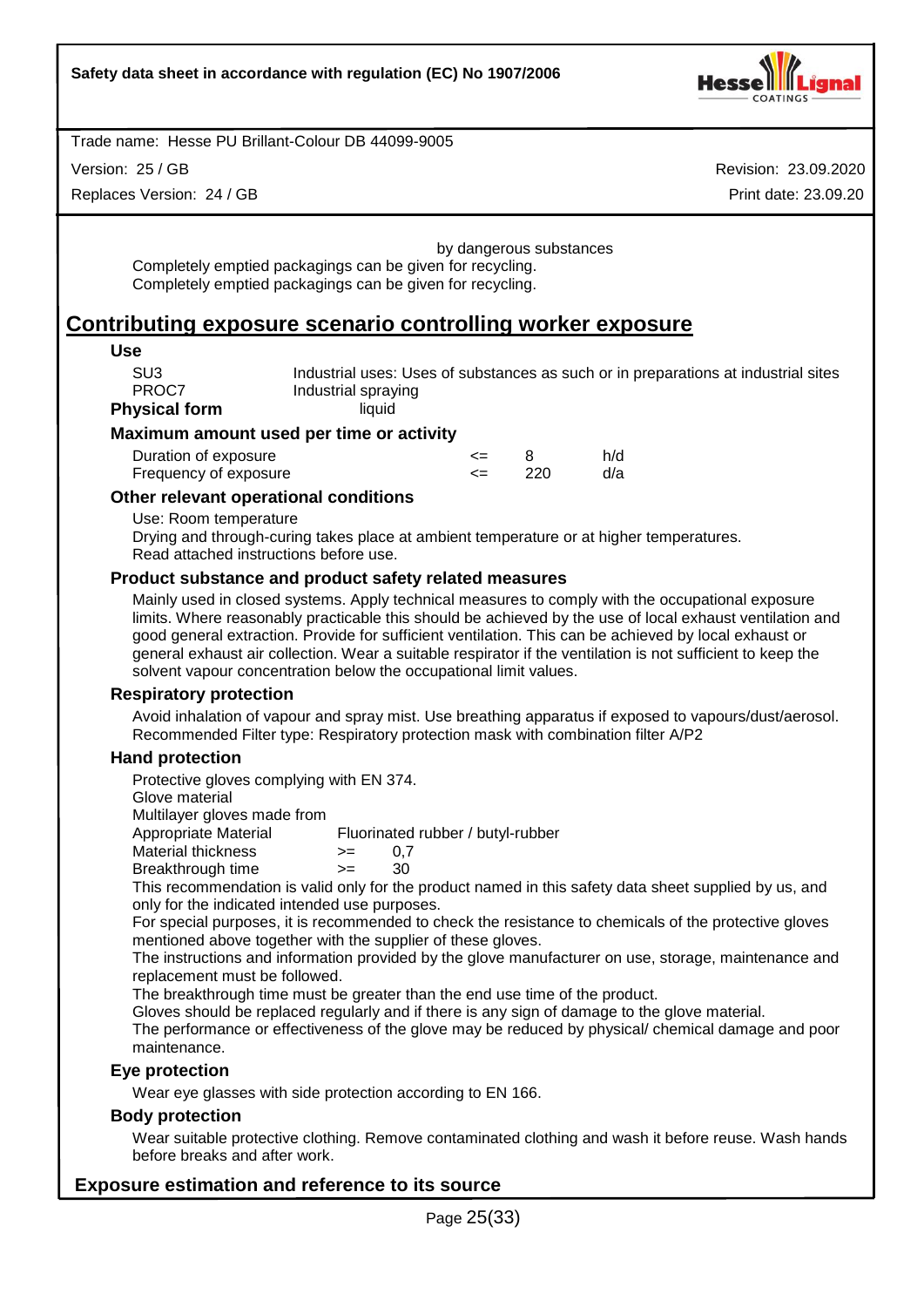by dangerous substances

Completely emptied packagings can be given for recycling.
Completely emptied packagings can be given for recycling.

## Contributing exposure scenario controlling worker exposure

### Use

| | |
|---|---|
| SU3 | Industrial uses: Uses of substances as such or in preparations at industrial sites |
| PROC7 | Industrial spraying |

**Physical form** liquid

### Maximum amount used per time or activity

| | | | |
|---|---|---|---|
| Duration of exposure | <= | 8 | h/d |
| Frequency of exposure | <= | 220 | d/a |

### Other relevant operational conditions

Use: Room temperature
Drying and through-curing takes place at ambient temperature or at higher temperatures.
Read attached instructions before use.

### Product substance and product safety related measures

Mainly used in closed systems. Apply technical measures to comply with the occupational exposure limits. Where reasonably practicable this should be achieved by the use of local exhaust ventilation and good general extraction. Provide for sufficient ventilation. This can be achieved by local exhaust or general exhaust air collection. Wear a suitable respirator if the ventilation is not sufficient to keep the solvent vapour concentration below the occupational limit values.

### Respiratory protection

Avoid inhalation of vapour and spray mist. Use breathing apparatus if exposed to vapours/dust/aerosol.
Recommended Filter type: Respiratory protection mask with combination filter A/P2

### Hand protection

Protective gloves complying with EN 374.
Glove material
Multilayer gloves made from

| | | |
|---|---|---|
| Appropriate Material | | Fluorinated rubber / butyl-rubber |
| Material thickness | >= | 0,7 |
| Breakthrough time | >= | 30 |

This recommendation is valid only for the product named in this safety data sheet supplied by us, and only for the indicated intended use purposes.
For special purposes, it is recommended to check the resistance to chemicals of the protective gloves mentioned above together with the supplier of these gloves.
The instructions and information provided by the glove manufacturer on use, storage, maintenance and replacement must be followed.
The breakthrough time must be greater than the end use time of the product.
Gloves should be replaced regularly and if there is any sign of damage to the glove material.
The performance or effectiveness of the glove may be reduced by physical/ chemical damage and poor maintenance.

### Eye protection

Wear eye glasses with side protection according to EN 166.

### Body protection

Wear suitable protective clothing. Remove contaminated clothing and wash it before reuse. Wash hands before breaks and after work.

### Exposure estimation and reference to its source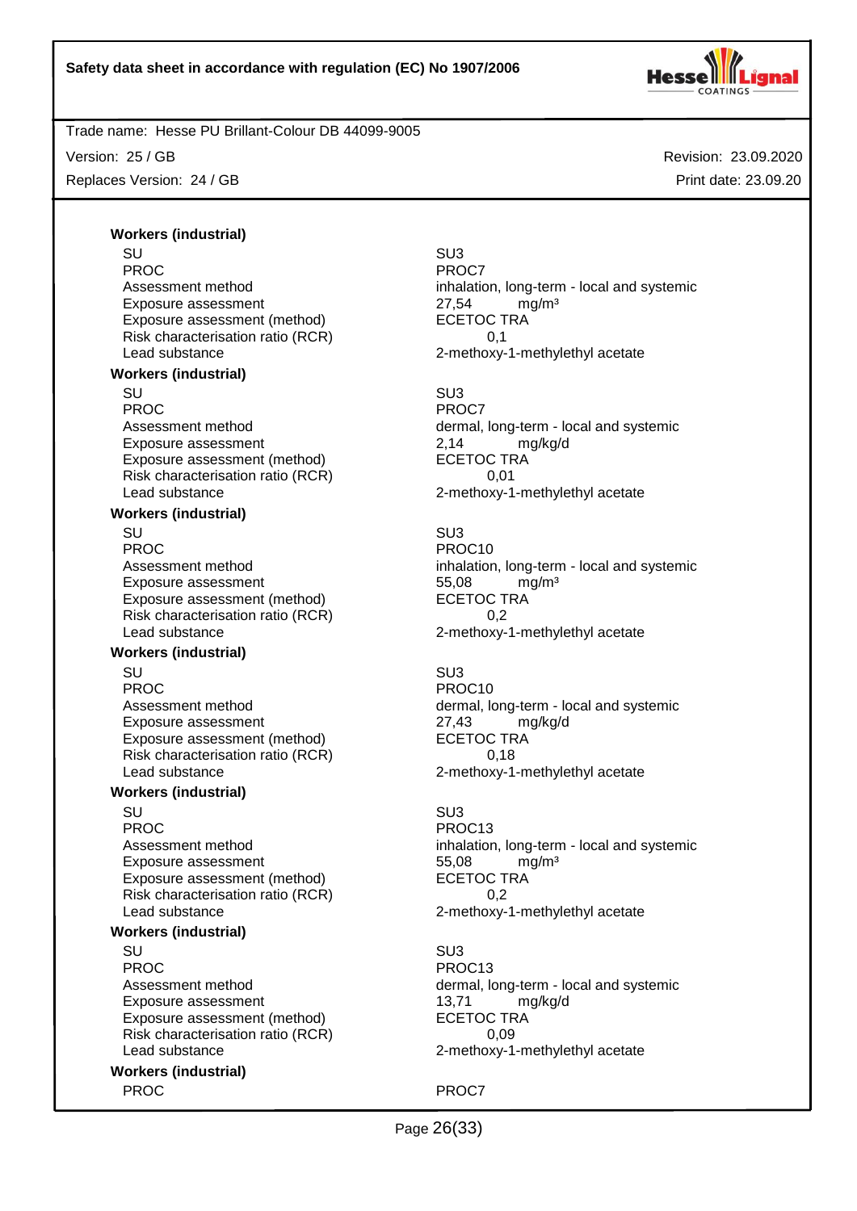**Workers (industrial)**

| | |
|---|---|
| SU | SU3 |
| PROC | PROC7 |
| Assessment method | inhalation, long-term - local and systemic |
| Exposure assessment | 27,54 mg/m³ |
| Exposure assessment (method) | ECETOC TRA |
| Risk characterisation ratio (RCR) | 0,1 |
| Lead substance | 2-methoxy-1-methylethyl acetate |

**Workers (industrial)**

| | |
|---|---|
| SU | SU3 |
| PROC | PROC7 |
| Assessment method | dermal, long-term - local and systemic |
| Exposure assessment | 2,14 mg/kg/d |
| Exposure assessment (method) | ECETOC TRA |
| Risk characterisation ratio (RCR) | 0,01 |
| Lead substance | 2-methoxy-1-methylethyl acetate |

**Workers (industrial)**

| | |
|---|---|
| SU | SU3 |
| PROC | PROC10 |
| Assessment method | inhalation, long-term - local and systemic |
| Exposure assessment | 55,08 mg/m³ |
| Exposure assessment (method) | ECETOC TRA |
| Risk characterisation ratio (RCR) | 0,2 |
| Lead substance | 2-methoxy-1-methylethyl acetate |

**Workers (industrial)**

| | |
|---|---|
| SU | SU3 |
| PROC | PROC10 |
| Assessment method | dermal, long-term - local and systemic |
| Exposure assessment | 27,43 mg/kg/d |
| Exposure assessment (method) | ECETOC TRA |
| Risk characterisation ratio (RCR) | 0,18 |
| Lead substance | 2-methoxy-1-methylethyl acetate |

**Workers (industrial)**

| | |
|---|---|
| SU | SU3 |
| PROC | PROC13 |
| Assessment method | inhalation, long-term - local and systemic |
| Exposure assessment | 55,08 mg/m³ |
| Exposure assessment (method) | ECETOC TRA |
| Risk characterisation ratio (RCR) | 0,2 |
| Lead substance | 2-methoxy-1-methylethyl acetate |

**Workers (industrial)**

| | |
|---|---|
| SU | SU3 |
| PROC | PROC13 |
| Assessment method | dermal, long-term - local and systemic |
| Exposure assessment | 13,71 mg/kg/d |
| Exposure assessment (method) | ECETOC TRA |
| Risk characterisation ratio (RCR) | 0,09 |
| Lead substance | 2-methoxy-1-methylethyl acetate |

**Workers (industrial)**

| | |
|---|---|
| PROC | PROC7 |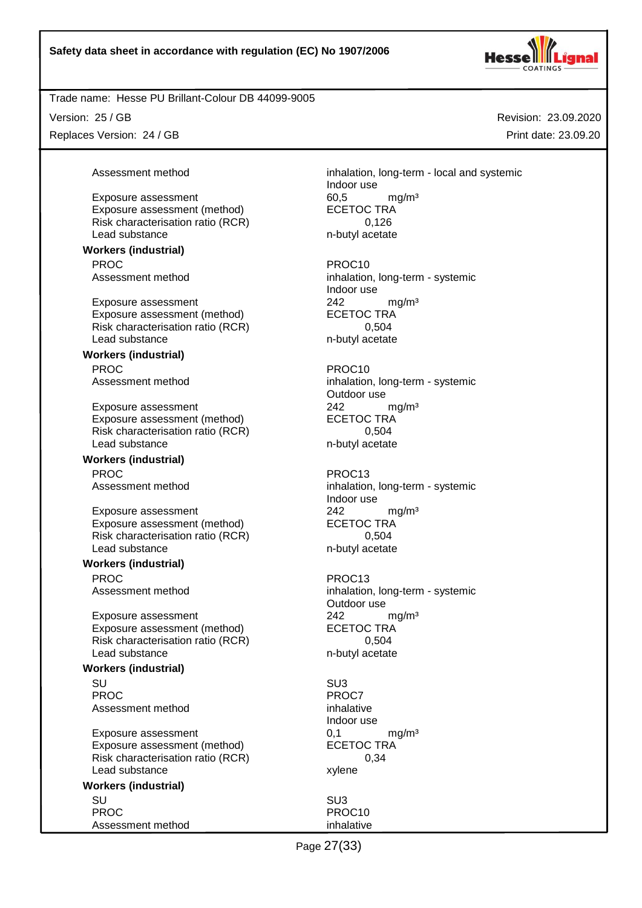| | |
|---|---|
| Assessment method | inhalation, long-term - local and systemic<br>Indoor use |
| Exposure assessment | 60,5 mg/m³ |
| Exposure assessment (method) | ECETOC TRA |
| Risk characterisation ratio (RCR) | 0,126 |
| Lead substance | n-butyl acetate |

**Workers (industrial)**

| | |
|---|---|
| PROC | PROC10 |
| Assessment method | inhalation, long-term - systemic<br>Indoor use |
| Exposure assessment | 242 mg/m³ |
| Exposure assessment (method) | ECETOC TRA |
| Risk characterisation ratio (RCR) | 0,504 |
| Lead substance | n-butyl acetate |

**Workers (industrial)**

| | |
|---|---|
| PROC | PROC10 |
| Assessment method | inhalation, long-term - systemic<br>Outdoor use |
| Exposure assessment | 242 mg/m³ |
| Exposure assessment (method) | ECETOC TRA |
| Risk characterisation ratio (RCR) | 0,504 |
| Lead substance | n-butyl acetate |

**Workers (industrial)**

| | |
|---|---|
| PROC | PROC13 |
| Assessment method | inhalation, long-term - systemic<br>Indoor use |
| Exposure assessment | 242 mg/m³ |
| Exposure assessment (method) | ECETOC TRA |
| Risk characterisation ratio (RCR) | 0,504 |
| Lead substance | n-butyl acetate |

**Workers (industrial)**

| | |
|---|---|
| PROC | PROC13 |
| Assessment method | inhalation, long-term - systemic<br>Outdoor use |
| Exposure assessment | 242 mg/m³ |
| Exposure assessment (method) | ECETOC TRA |
| Risk characterisation ratio (RCR) | 0,504 |
| Lead substance | n-butyl acetate |

**Workers (industrial)**

| | |
|---|---|
| SU | SU3 |
| PROC | PROC7 |
| Assessment method | inhalative<br>Indoor use |
| Exposure assessment | 0,1 mg/m³ |
| Exposure assessment (method) | ECETOC TRA |
| Risk characterisation ratio (RCR) | 0,34 |
| Lead substance | xylene |

**Workers (industrial)**

| | |
|---|---|
| SU | SU3 |
| PROC | PROC10 |
| Assessment method | inhalative |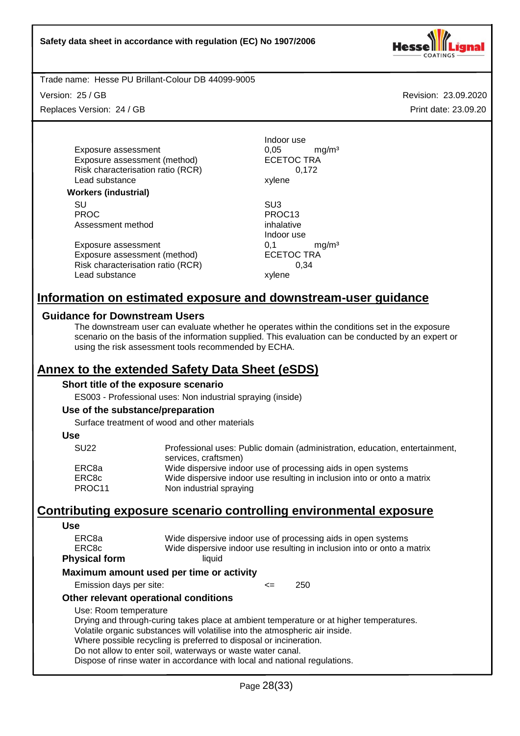| | |
|---|---|
| | Indoor use |
| Exposure assessment | 0,05 mg/m³ |
| Exposure assessment (method) | ECETOC TRA |
| Risk characterisation ratio (RCR) | 0,172 |
| Lead substance | xylene |

**Workers (industrial)**

| | |
|---|---|
| SU | SU3 |
| PROC | PROC13 |
| Assessment method | inhalative |
| | Indoor use |
| Exposure assessment | 0,1 mg/m³ |
| Exposure assessment (method) | ECETOC TRA |
| Risk characterisation ratio (RCR) | 0,34 |
| Lead substance | xylene |

## Information on estimated exposure and downstream-user guidance

### Guidance for Downstream Users

The downstream user can evaluate whether he operates within the conditions set in the exposure scenario on the basis of the information supplied. This evaluation can be conducted by an expert or using the risk assessment tools recommended by ECHA.

## Annex to the extended Safety Data Sheet (eSDS)

### Short title of the exposure scenario

ES003 - Professional uses: Non industrial spraying (inside)

### Use of the substance/preparation

Surface treatment of wood and other materials

### Use

| | |
|---|---|
| SU22 | Professional uses: Public domain (administration, education, entertainment, services, craftsmen) |
| ERC8a | Wide dispersive indoor use of processing aids in open systems |
| ERC8c | Wide dispersive indoor use resulting in inclusion into or onto a matrix |
| PROC11 | Non industrial spraying |

## Contributing exposure scenario controlling environmental exposure

### Use

| | |
|---|---|
| ERC8a | Wide dispersive indoor use of processing aids in open systems |
| ERC8c | Wide dispersive indoor use resulting in inclusion into or onto a matrix |

**Physical form** liquid

### Maximum amount used per time or activity

Emission days per site: <= 250

### Other relevant operational conditions

Use: Room temperature
Drying and through-curing takes place at ambient temperature or at higher temperatures.
Volatile organic substances will volatilise into the atmospheric air inside.
Where possible recycling is preferred to disposal or incineration.
Do not allow to enter soil, waterways or waste water canal.
Dispose of rinse water in accordance with local and national regulations.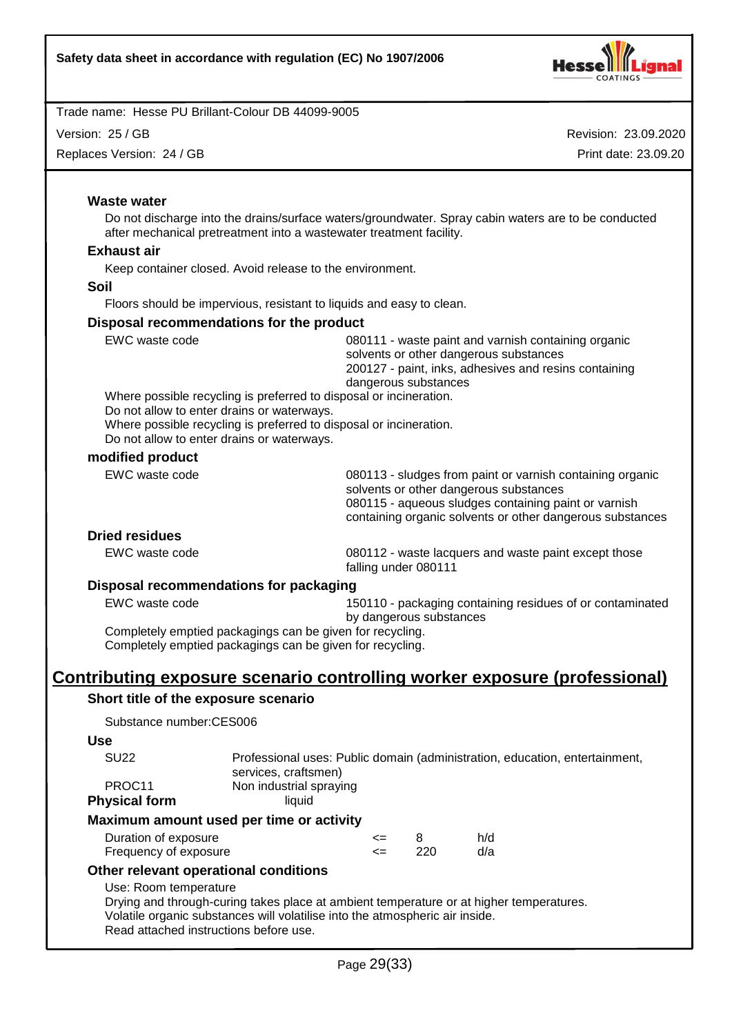**Waste water**

Do not discharge into the drains/surface waters/groundwater. Spray cabin waters are to be conducted after mechanical pretreatment into a wastewater treatment facility.

**Exhaust air**

Keep container closed. Avoid release to the environment.

**Soil**

Floors should be impervious, resistant to liquids and easy to clean.

**Disposal recommendations for the product**

| | |
|---|---|
| EWC waste code | 080111 - waste paint and varnish containing organic solvents or other dangerous substances<br>200127 - paint, inks, adhesives and resins containing dangerous substances |

Where possible recycling is preferred to disposal or incineration.
Do not allow to enter drains or waterways.
Where possible recycling is preferred to disposal or incineration.
Do not allow to enter drains or waterways.

**modified product**

| | |
|---|---|
| EWC waste code | 080113 - sludges from paint or varnish containing organic solvents or other dangerous substances<br>080115 - aqueous sludges containing paint or varnish containing organic solvents or other dangerous substances |

**Dried residues**

| | |
|---|---|
| EWC waste code | 080112 - waste lacquers and waste paint except those falling under 080111 |

**Disposal recommendations for packaging**

| | |
|---|---|
| EWC waste code | 150110 - packaging containing residues of or contaminated by dangerous substances |

Completely emptied packagings can be given for recycling.
Completely emptied packagings can be given for recycling.

## Contributing exposure scenario controlling worker exposure (professional)

**Short title of the exposure scenario**

Substance number:CES006

**Use**

| | |
|---|---|
| SU22 | Professional uses: Public domain (administration, education, entertainment, services, craftsmen) |
| PROC11 | Non industrial spraying |

**Physical form** liquid

**Maximum amount used per time or activity**

| | | | |
|---|---|---|---|
| Duration of exposure | <= | 8 | h/d |
| Frequency of exposure | <= | 220 | d/a |

**Other relevant operational conditions**

Use: Room temperature
Drying and through-curing takes place at ambient temperature or at higher temperatures.
Volatile organic substances will volatilise into the atmospheric air inside.
Read attached instructions before use.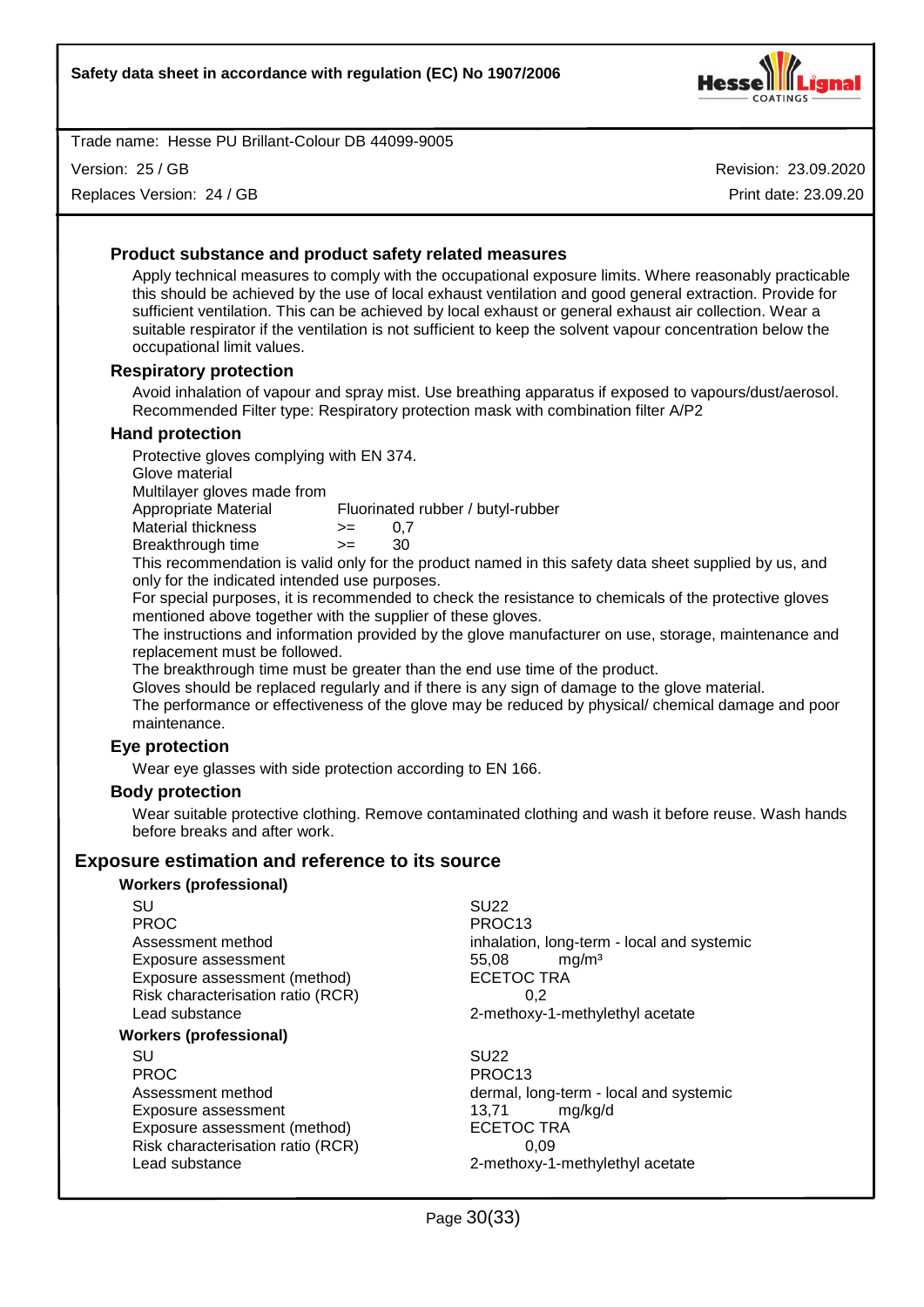### Product substance and product safety related measures

Apply technical measures to comply with the occupational exposure limits. Where reasonably practicable this should be achieved by the use of local exhaust ventilation and good general extraction. Provide for sufficient ventilation. This can be achieved by local exhaust or general exhaust air collection. Wear a suitable respirator if the ventilation is not sufficient to keep the solvent vapour concentration below the occupational limit values.

### Respiratory protection

Avoid inhalation of vapour and spray mist. Use breathing apparatus if exposed to vapours/dust/aerosol.
Recommended Filter type: Respiratory protection mask with combination filter A/P2

### Hand protection

Protective gloves complying with EN 374.
Glove material
Multilayer gloves made from

| | |
|---|---|
| Appropriate Material | Fluorinated rubber / butyl-rubber |
| Material thickness | >= 0,7 |
| Breakthrough time | >= 30 |

This recommendation is valid only for the product named in this safety data sheet supplied by us, and only for the indicated intended use purposes.
For special purposes, it is recommended to check the resistance to chemicals of the protective gloves mentioned above together with the supplier of these gloves.
The instructions and information provided by the glove manufacturer on use, storage, maintenance and replacement must be followed.
The breakthrough time must be greater than the end use time of the product.
Gloves should be replaced regularly and if there is any sign of damage to the glove material.
The performance or effectiveness of the glove may be reduced by physical/ chemical damage and poor maintenance.

### Eye protection

Wear eye glasses with side protection according to EN 166.

### Body protection

Wear suitable protective clothing. Remove contaminated clothing and wash it before reuse. Wash hands before breaks and after work.

## Exposure estimation and reference to its source

**Workers (professional)**

| | |
|---|---|
| SU | SU22 |
| PROC | PROC13 |
| Assessment method | inhalation, long-term - local and systemic |
| Exposure assessment | 55,08 mg/m³ |
| Exposure assessment (method) | ECETOC TRA |
| Risk characterisation ratio (RCR) | 0,2 |
| Lead substance | 2-methoxy-1-methylethyl acetate |

**Workers (professional)**

| | |
|---|---|
| SU | SU22 |
| PROC | PROC13 |
| Assessment method | dermal, long-term - local and systemic |
| Exposure assessment | 13,71 mg/kg/d |
| Exposure assessment (method) | ECETOC TRA |
| Risk characterisation ratio (RCR) | 0,09 |
| Lead substance | 2-methoxy-1-methylethyl acetate |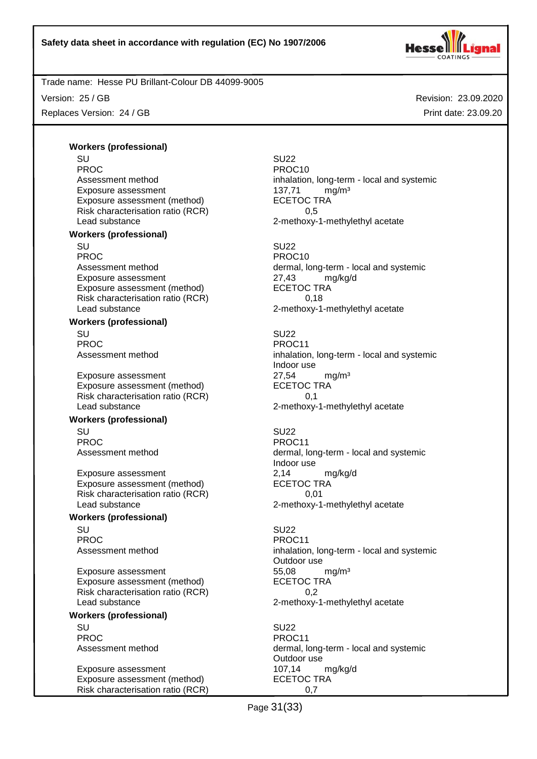**Workers (professional)**

| | |
|---|---|
| SU | SU22 |
| PROC | PROC10 |
| Assessment method | inhalation, long-term - local and systemic |
| Exposure assessment | 137,71 mg/m³ |
| Exposure assessment (method) | ECETOC TRA |
| Risk characterisation ratio (RCR) | 0,5 |
| Lead substance | 2-methoxy-1-methylethyl acetate |

**Workers (professional)**

| | |
|---|---|
| SU | SU22 |
| PROC | PROC10 |
| Assessment method | dermal, long-term - local and systemic |
| Exposure assessment | 27,43 mg/kg/d |
| Exposure assessment (method) | ECETOC TRA |
| Risk characterisation ratio (RCR) | 0,18 |
| Lead substance | 2-methoxy-1-methylethyl acetate |

**Workers (professional)**

| | |
|---|---|
| SU | SU22 |
| PROC | PROC11 |
| Assessment method | inhalation, long-term - local and systemic<br>Indoor use |
| Exposure assessment | 27,54 mg/m³ |
| Exposure assessment (method) | ECETOC TRA |
| Risk characterisation ratio (RCR) | 0,1 |
| Lead substance | 2-methoxy-1-methylethyl acetate |

**Workers (professional)**

| | |
|---|---|
| SU | SU22 |
| PROC | PROC11 |
| Assessment method | dermal, long-term - local and systemic<br>Indoor use |
| Exposure assessment | 2,14 mg/kg/d |
| Exposure assessment (method) | ECETOC TRA |
| Risk characterisation ratio (RCR) | 0,01 |
| Lead substance | 2-methoxy-1-methylethyl acetate |

**Workers (professional)**

| | |
|---|---|
| SU | SU22 |
| PROC | PROC11 |
| Assessment method | inhalation, long-term - local and systemic<br>Outdoor use |
| Exposure assessment | 55,08 mg/m³ |
| Exposure assessment (method) | ECETOC TRA |
| Risk characterisation ratio (RCR) | 0,2 |
| Lead substance | 2-methoxy-1-methylethyl acetate |

**Workers (professional)**

| | |
|---|---|
| SU | SU22 |
| PROC | PROC11 |
| Assessment method | dermal, long-term - local and systemic<br>Outdoor use |
| Exposure assessment | 107,14 mg/kg/d |
| Exposure assessment (method) | ECETOC TRA |
| Risk characterisation ratio (RCR) | 0,7 |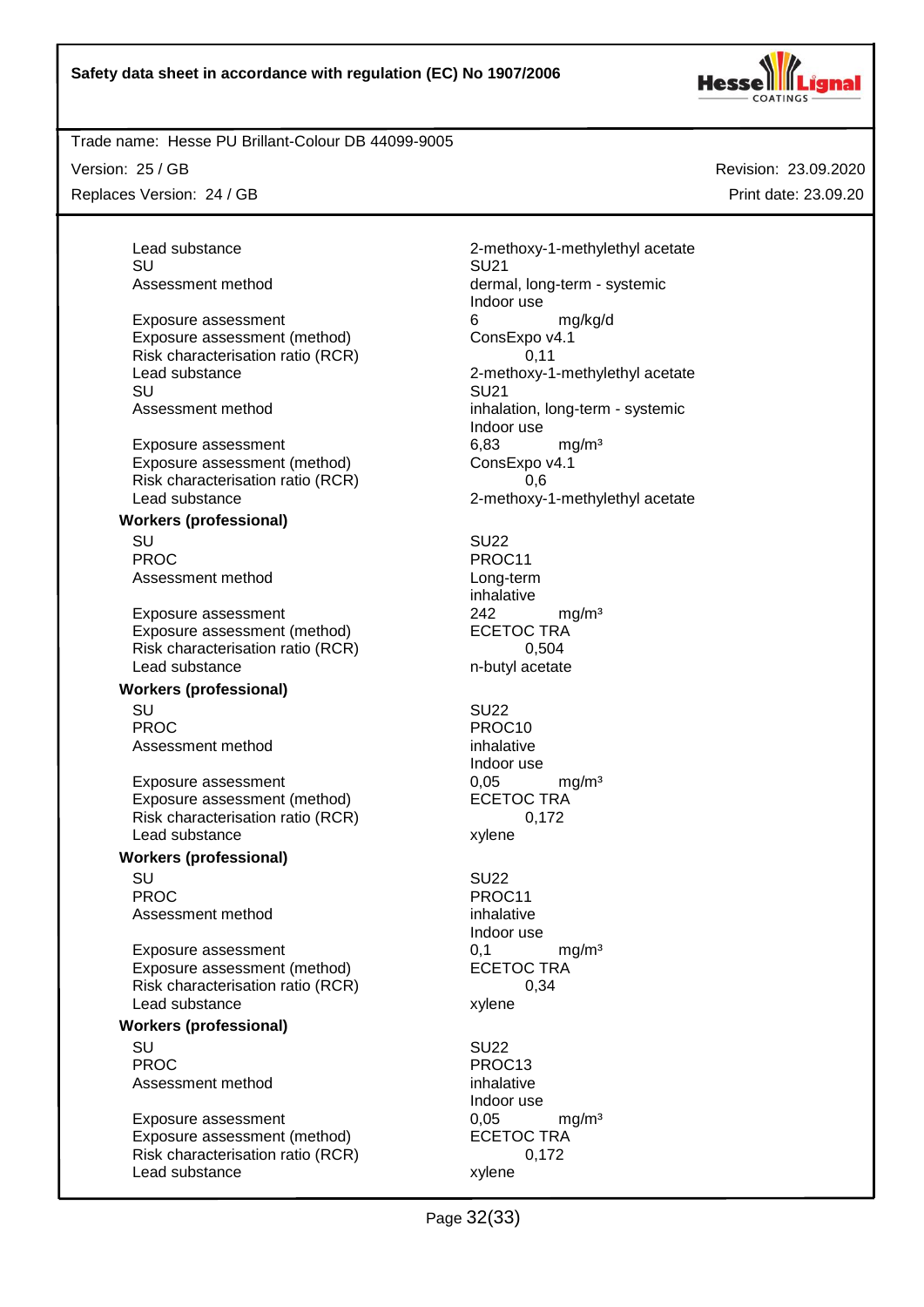| | |
|---|---|
| Lead substance | 2-methoxy-1-methylethyl acetate |
| SU | SU21 |
| Assessment method | dermal, long-term - systemic<br>Indoor use |
| Exposure assessment | 6 mg/kg/d |
| Exposure assessment (method) | ConsExpo v4.1 |
| Risk characterisation ratio (RCR) | 0,11 |
| Lead substance | 2-methoxy-1-methylethyl acetate |
| SU | SU21 |
| Assessment method | inhalation, long-term - systemic<br>Indoor use |
| Exposure assessment | 6,83 mg/m³ |
| Exposure assessment (method) | ConsExpo v4.1 |
| Risk characterisation ratio (RCR) | 0,6 |
| Lead substance | 2-methoxy-1-methylethyl acetate |

**Workers (professional)**

| | |
|---|---|
| SU | SU22 |
| PROC | PROC11 |
| Assessment method | Long-term<br>inhalative |
| Exposure assessment | 242 mg/m³ |
| Exposure assessment (method) | ECETOC TRA |
| Risk characterisation ratio (RCR) | 0,504 |
| Lead substance | n-butyl acetate |

**Workers (professional)**

| | |
|---|---|
| SU | SU22 |
| PROC | PROC10 |
| Assessment method | inhalative<br>Indoor use |
| Exposure assessment | 0,05 mg/m³ |
| Exposure assessment (method) | ECETOC TRA |
| Risk characterisation ratio (RCR) | 0,172 |
| Lead substance | xylene |

**Workers (professional)**

| | |
|---|---|
| SU | SU22 |
| PROC | PROC11 |
| Assessment method | inhalative<br>Indoor use |
| Exposure assessment | 0,1 mg/m³ |
| Exposure assessment (method) | ECETOC TRA |
| Risk characterisation ratio (RCR) | 0,34 |
| Lead substance | xylene |

**Workers (professional)**

| | |
|---|---|
| SU | SU22 |
| PROC | PROC13 |
| Assessment method | inhalative<br>Indoor use |
| Exposure assessment | 0,05 mg/m³ |
| Exposure assessment (method) | ECETOC TRA |
| Risk characterisation ratio (RCR) | 0,172 |
| Lead substance | xylene |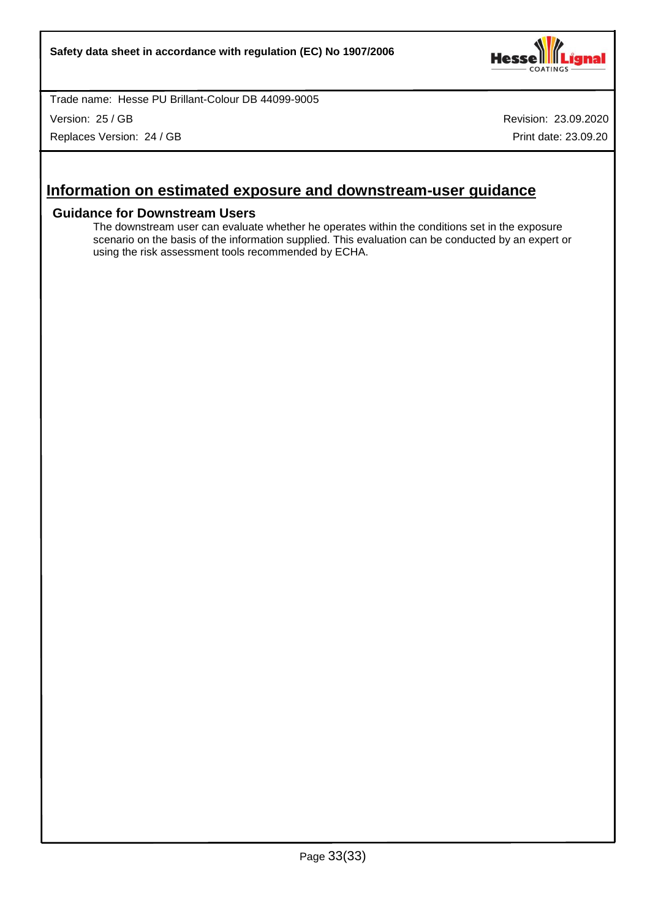## Information on estimated exposure and downstream-user guidance

### Guidance for Downstream Users

The downstream user can evaluate whether he operates within the conditions set in the exposure scenario on the basis of the information supplied. This evaluation can be conducted by an expert or using the risk assessment tools recommended by ECHA.